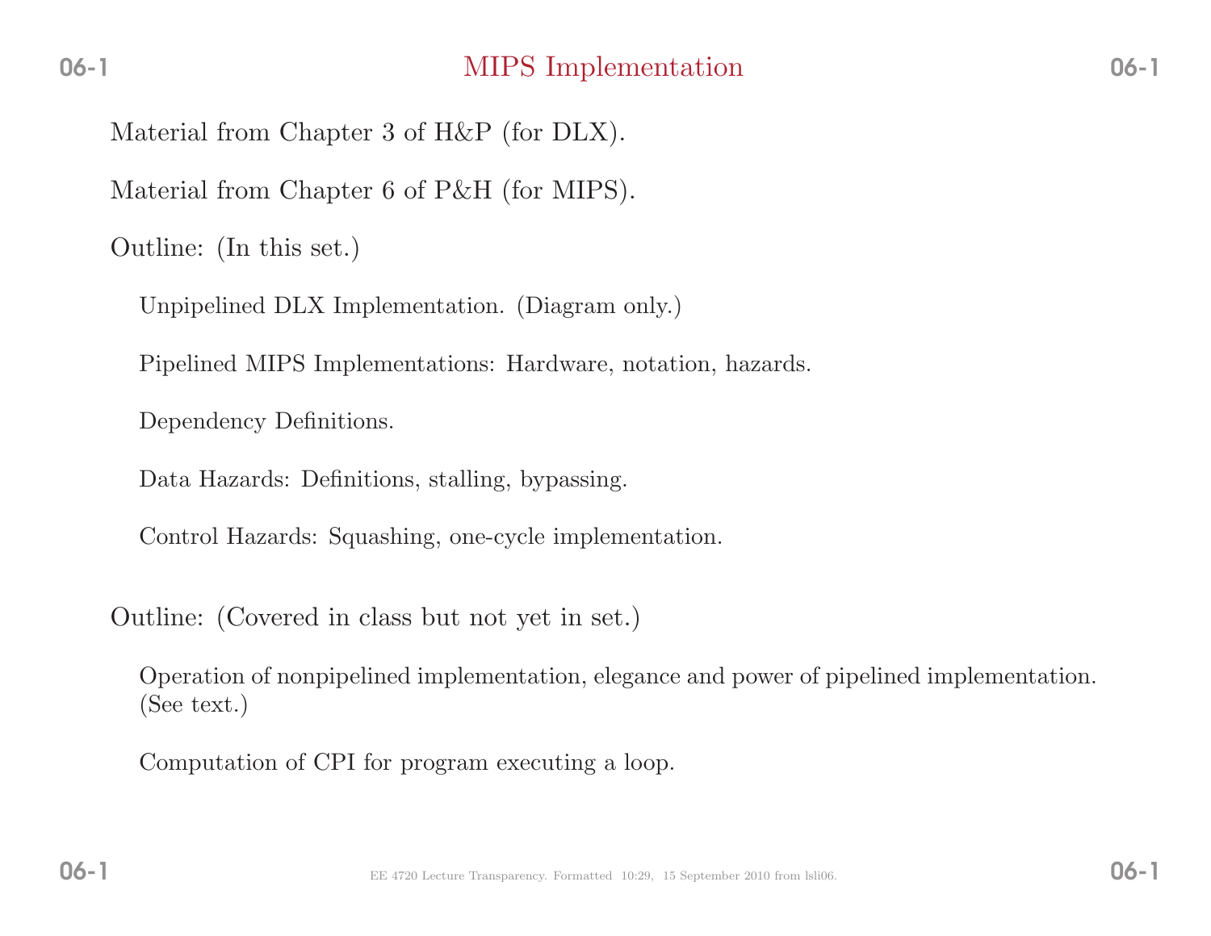# MIPS Implementation

Material from Chapter 3 of H&P (for DLX).

Material from Chapter 6 of P&H (for MIPS).

Outline: (In this set.)

- Unpipelined DLX Implementation. (Diagram only.)
- Pipelined MIPS Implementations: Hardware, notation, hazards.
- Dependency Definitions.
- Data Hazards: Definitions, stalling, bypassing.
- Control Hazards: Squashing, one-cycle implementation.

Outline: (Covered in class but not yet in set.)

- Operation of nonpipelined implementation, elegance and power of pipelined implementation. (See text.)
- Computation of CPI for program executing a loop.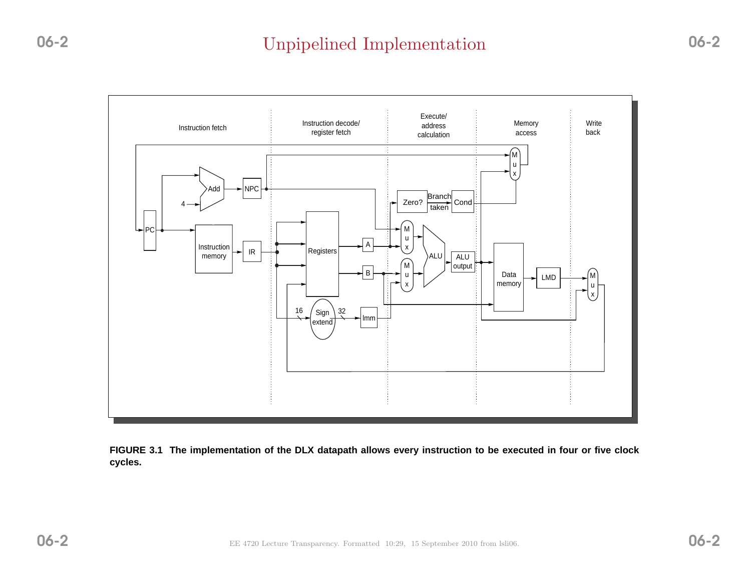# Unpipelined Implementation

**FIGURE 3.1 The implementation of the DLX datapath allows every instruction to be executed in four or five clock cycles.**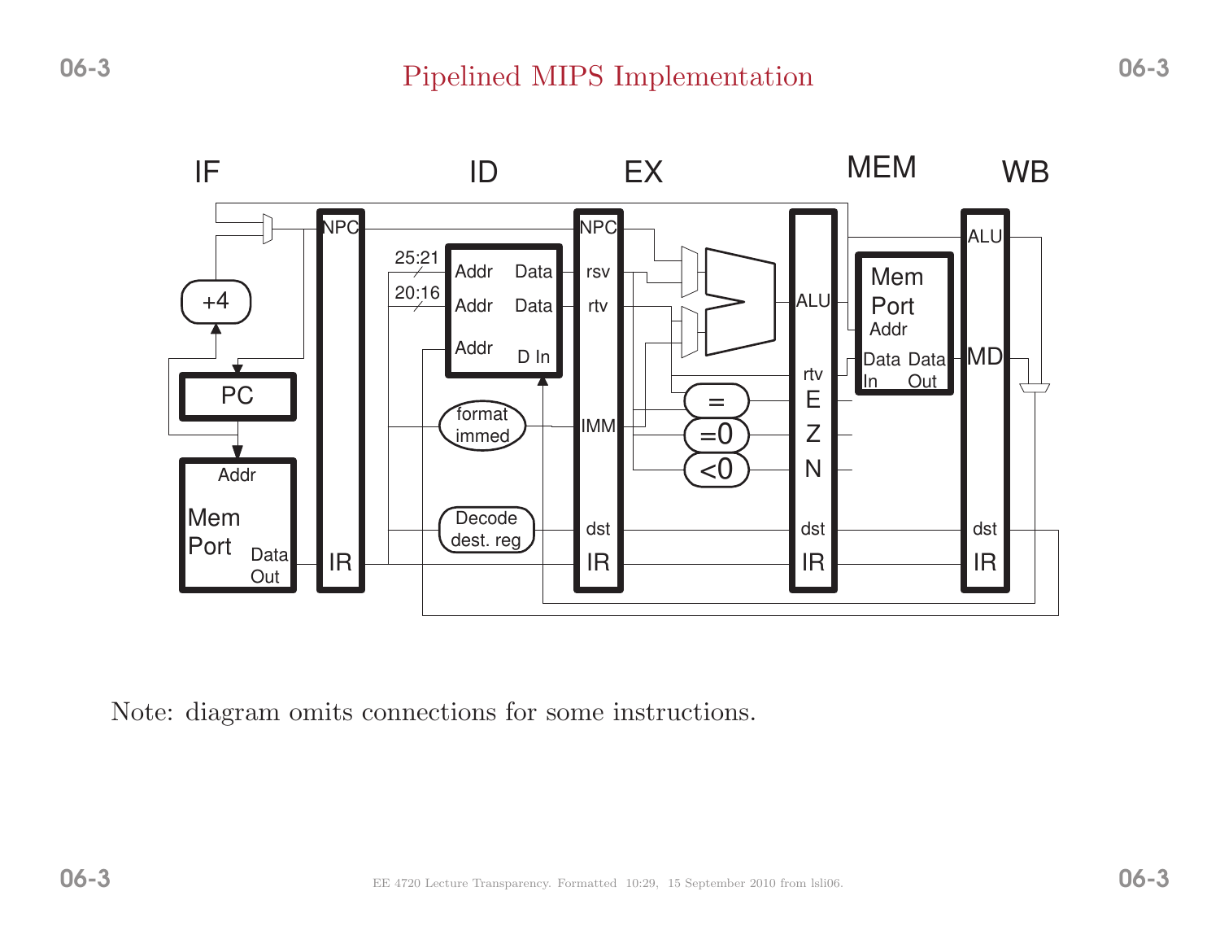# Pipelined MIPS Implementation

IF ID EX MEM WB

NPC, IR, +4, PC, Addr, Mem Port, Data Out, 25:21, 20:16, Addr, Data, Addr, Data, Addr, D In, format immed, Decode dest. reg, NPC, rsv, rtv, IMM, dst, IR, =, =0, <0, ALU, rtv, E, Z, N, dst, IR, Mem Port, Addr, Data In, Data Out, ALU, MD, dst, IR

Note: diagram omits connections for some instructions.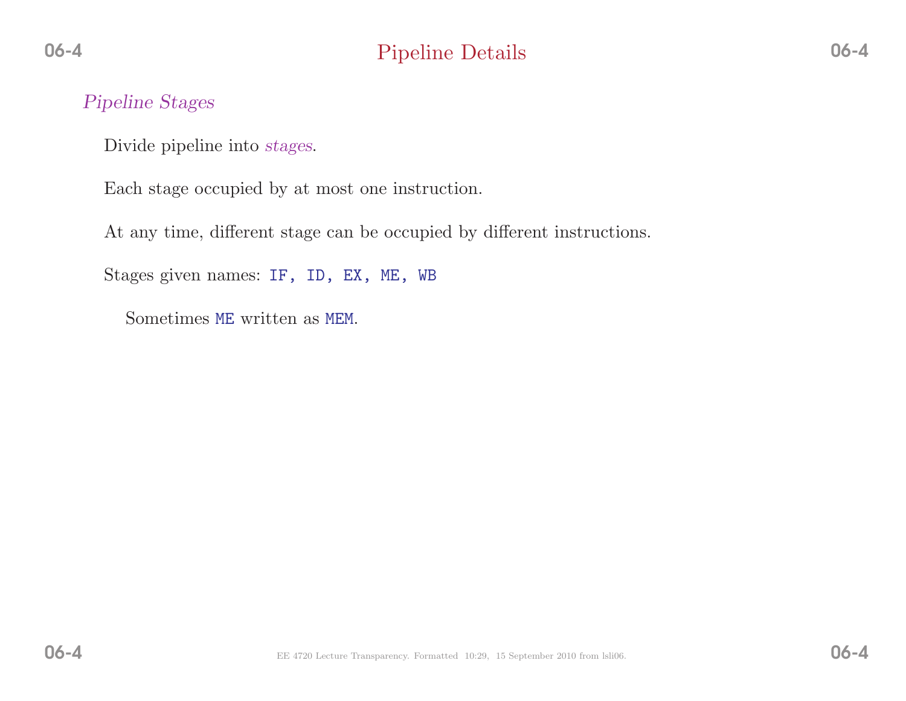# Pipeline Details

## *Pipeline Stages*

Divide pipeline into *stages*.

Each stage occupied by at most one instruction.

At any time, different stage can be occupied by different instructions.

Stages given names: `IF, ID, EX, ME, WB`

Sometimes `ME` written as `MEM`.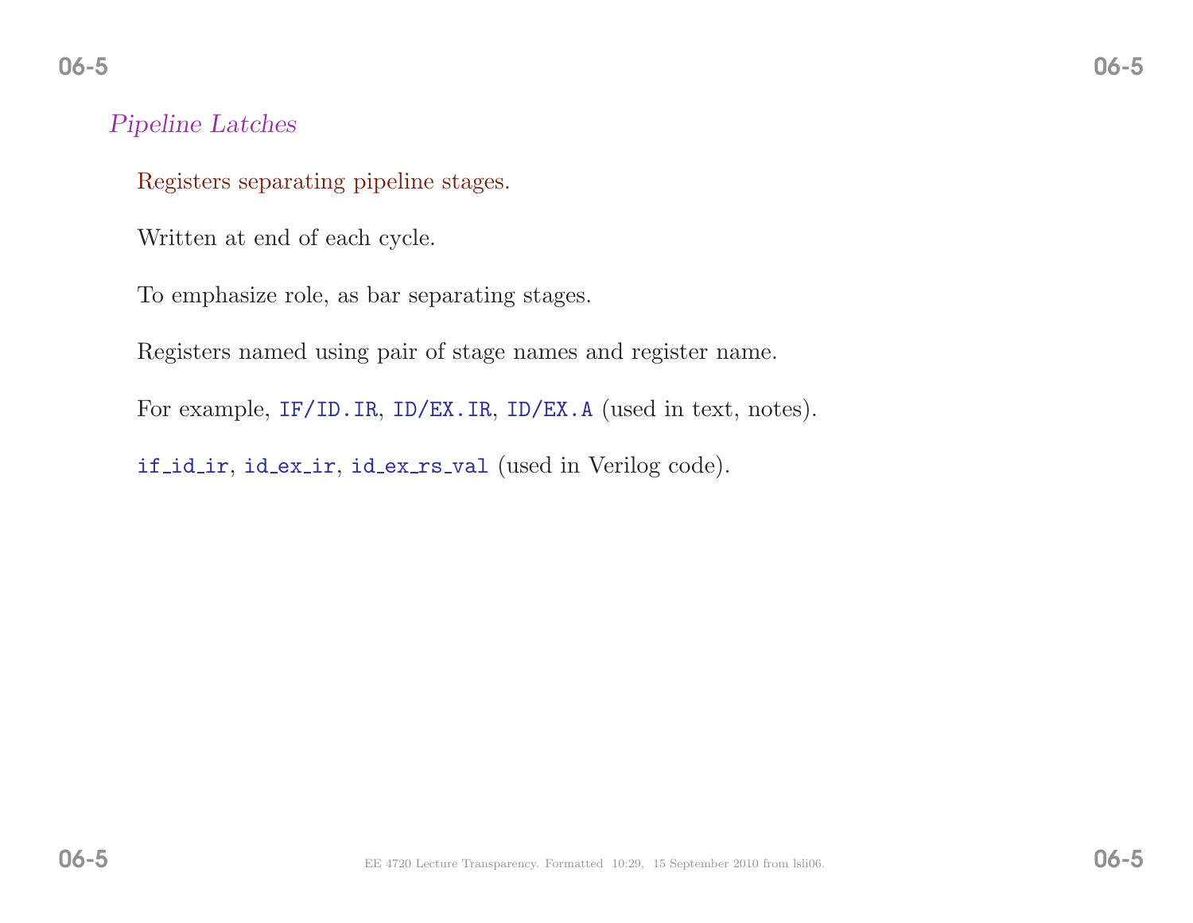## *Pipeline Latches*

Registers separating pipeline stages.

Written at end of each cycle.

To emphasize role, as bar separating stages.

Registers named using pair of stage names and register name.

For example, `IF/ID.IR`, `ID/EX.IR`, `ID/EX.A` (used in text, notes).

`if_id_ir`, `id_ex_ir`, `id_ex_rs_val` (used in Verilog code).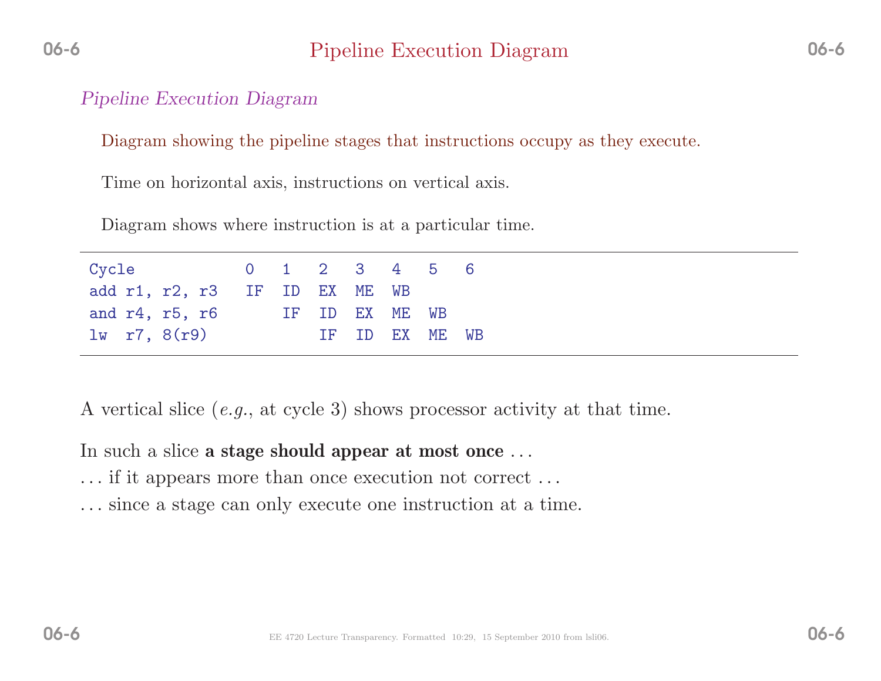# Pipeline Execution Diagram

*Pipeline Execution Diagram*

Diagram showing the pipeline stages that instructions occupy as they execute.

Time on horizontal axis, instructions on vertical axis.

Diagram shows where instruction is at a particular time.

```
Cycle            0   1   2   3   4   5   6
add r1, r2, r3   IF  ID  EX  ME  WB
and r4, r5, r6       IF  ID  EX  ME  WB
lw  r7, 8(r9)            IF  ID  EX  ME  WB
```

A vertical slice (*e.g.*, at cycle 3) shows processor activity at that time.

In such a slice **a stage should appear at most once** . . .
. . . if it appears more than once execution not correct . . .
. . . since a stage can only execute one instruction at a time.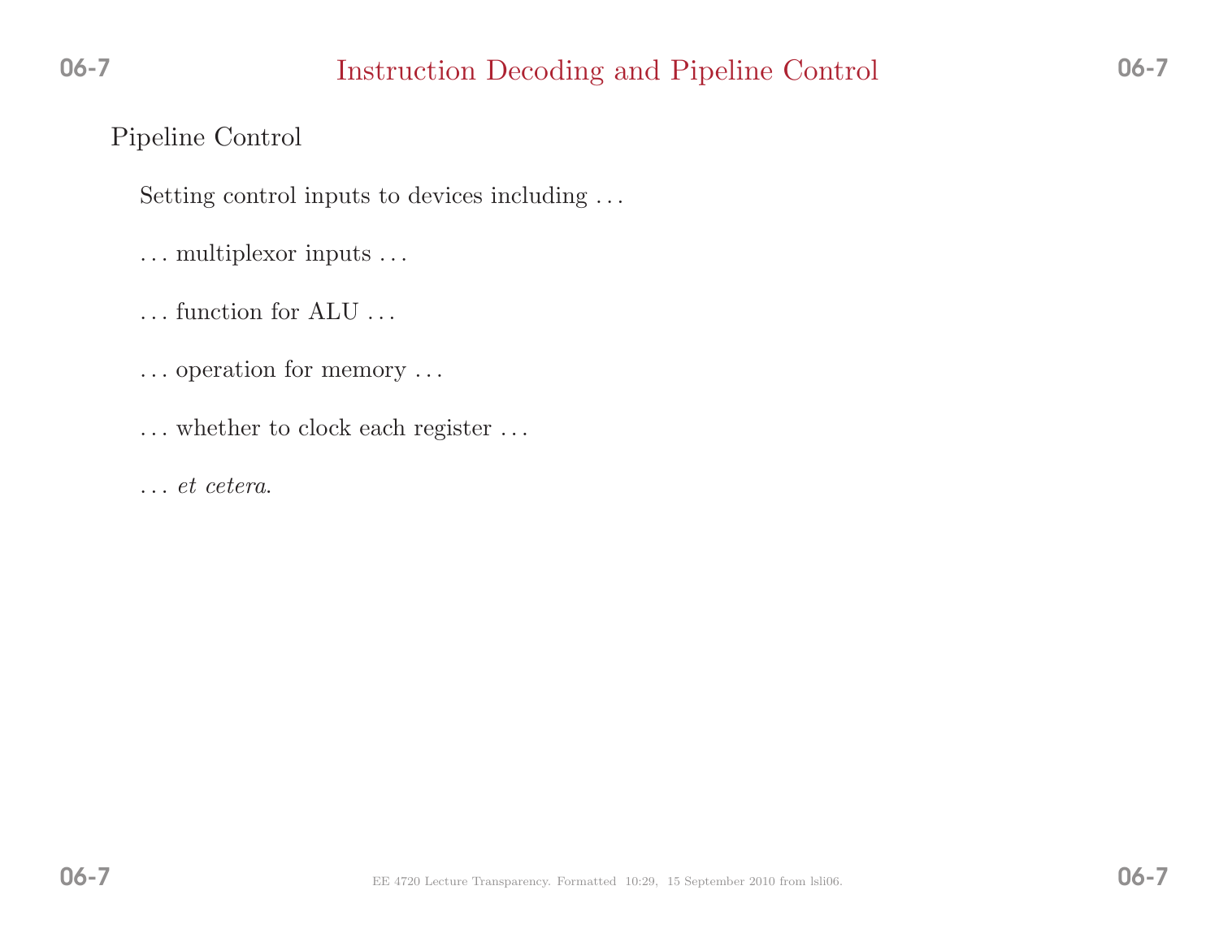# Instruction Decoding and Pipeline Control

## Pipeline Control

Setting control inputs to devices including . . .

. . . multiplexor inputs . . .

. . . function for ALU . . .

. . . operation for memory . . .

. . . whether to clock each register . . .

. . . *et cetera*.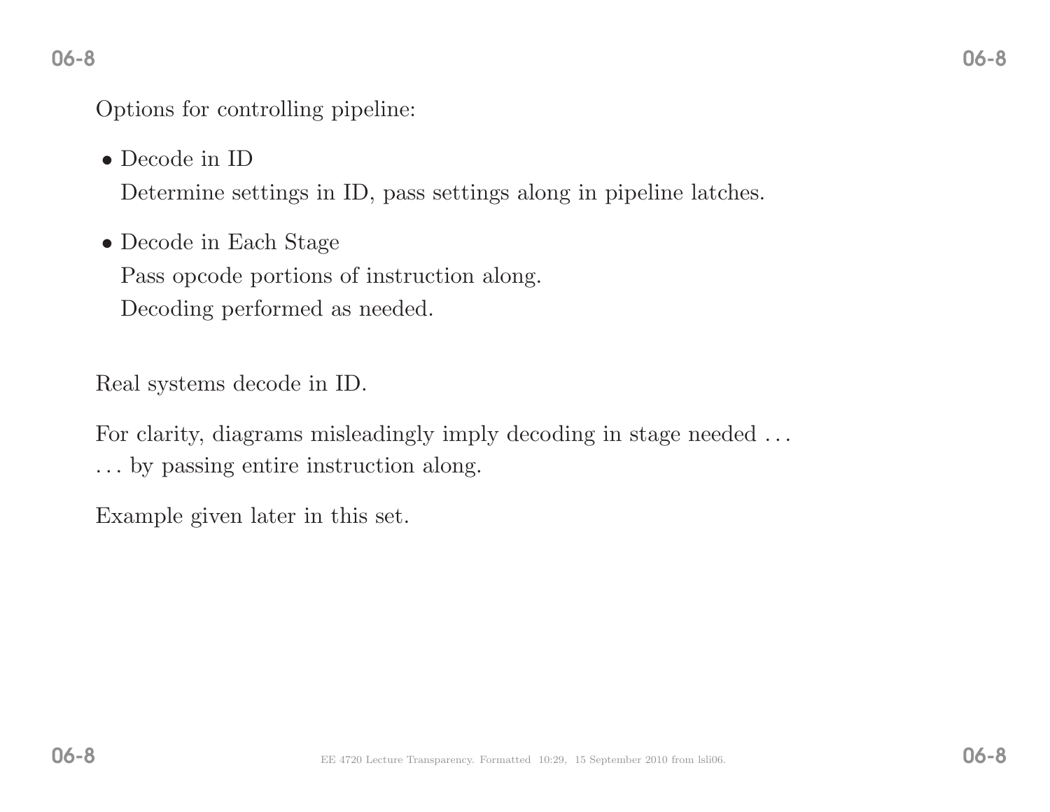Options for controlling pipeline:

- Decode in ID

  Determine settings in ID, pass settings along in pipeline latches.

- Decode in Each Stage

  Pass opcode portions of instruction along.

  Decoding performed as needed.

Real systems decode in ID.

For clarity, diagrams misleadingly imply decoding in stage needed . . .
. . . by passing entire instruction along.

Example given later in this set.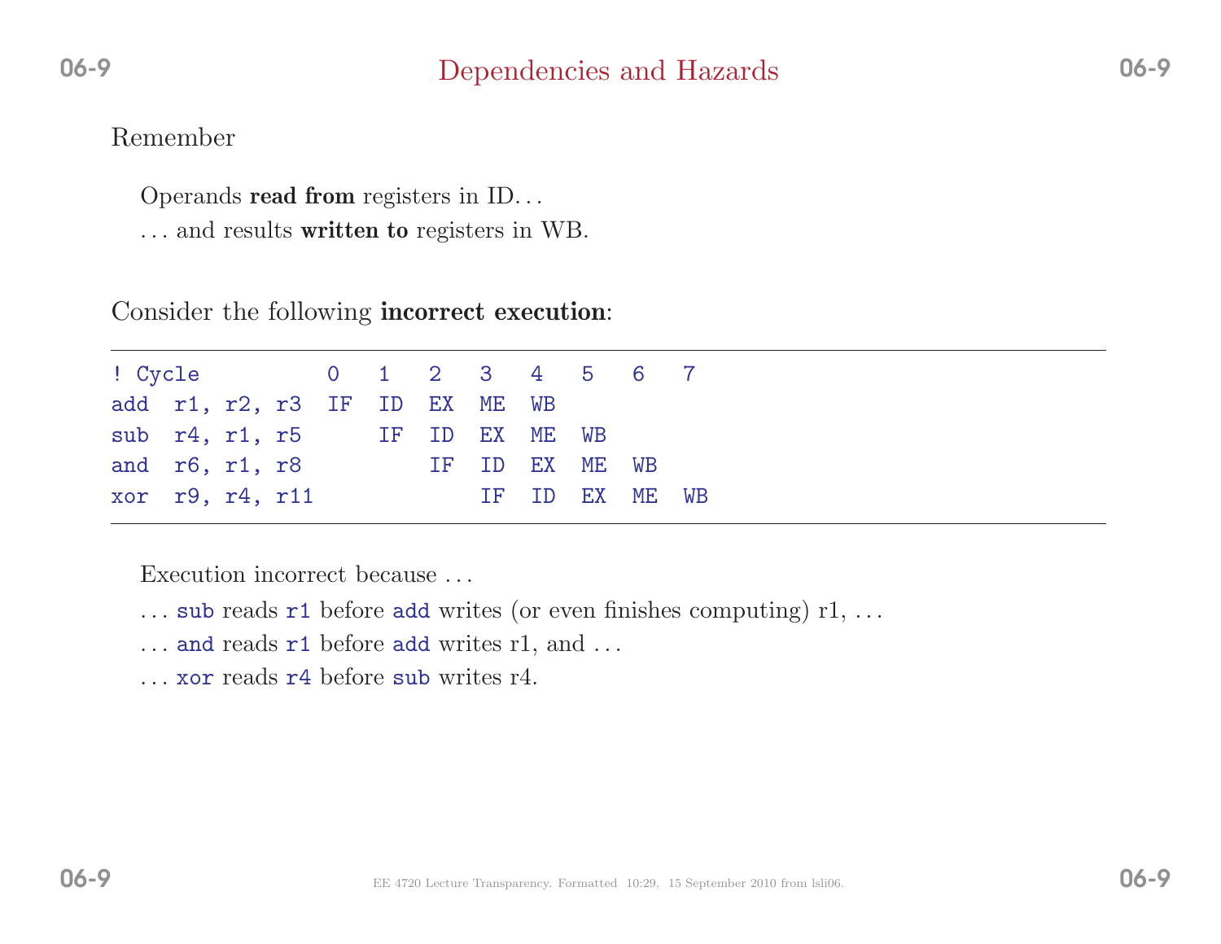## Dependencies and Hazards

Remember

Operands **read from** registers in ID…

… and results **written to** registers in WB.

Consider the following **incorrect execution**:

```
! Cycle          0   1   2   3   4   5   6   7
add  r1, r2, r3  IF  ID  EX  ME  WB
sub  r4, r1, r5      IF  ID  EX  ME  WB
and  r6, r1, r8          IF  ID  EX  ME  WB
xor  r9, r4, r11             IF  ID  EX  ME  WB
```

Execution incorrect because …

… `sub` reads `r1` before `add` writes (or even finishes computing) r1, …

… `and` reads `r1` before `add` writes r1, and …

… `xor` reads `r4` before `sub` writes r4.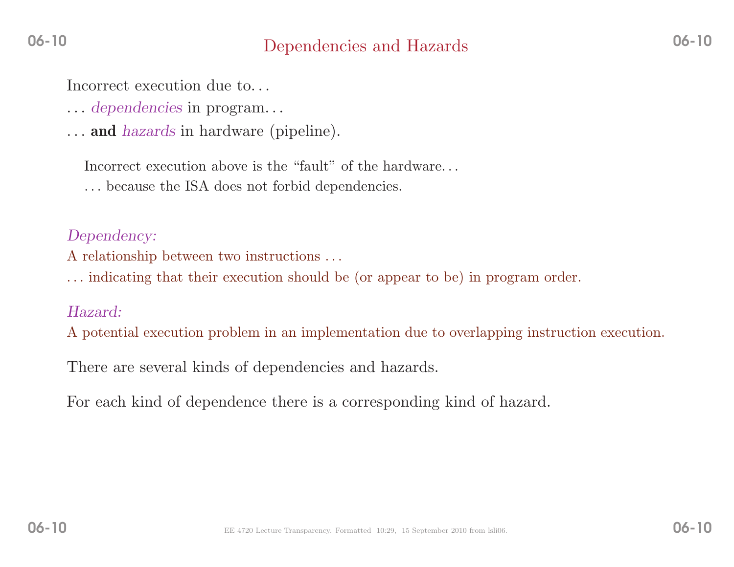# Dependencies and Hazards

Incorrect execution due to…

… *dependencies* in program…

… **and** *hazards* in hardware (pipeline).

> Incorrect execution above is the "fault" of the hardware…
>
> … because the ISA does not forbid dependencies.

*Dependency:*

A relationship between two instructions …

… indicating that their execution should be (or appear to be) in program order.

*Hazard:*

A potential execution problem in an implementation due to overlapping instruction execution.

There are several kinds of dependencies and hazards.

For each kind of dependence there is a corresponding kind of hazard.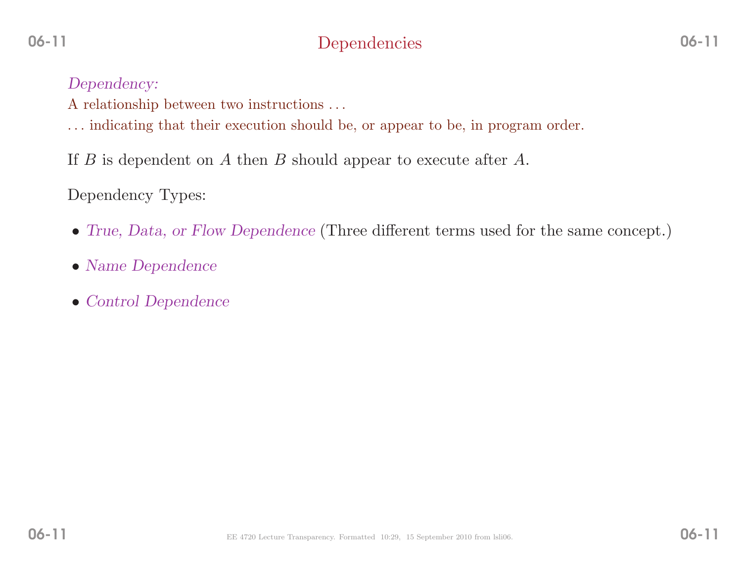# Dependencies

*Dependency:*

A relationship between two instructions . . .

. . . indicating that their execution should be, or appear to be, in program order.

If $B$ is dependent on $A$ then $B$ should appear to execute after $A$.

Dependency Types:

- *True, Data, or Flow Dependence* (Three different terms used for the same concept.)
- *Name Dependence*
- *Control Dependence*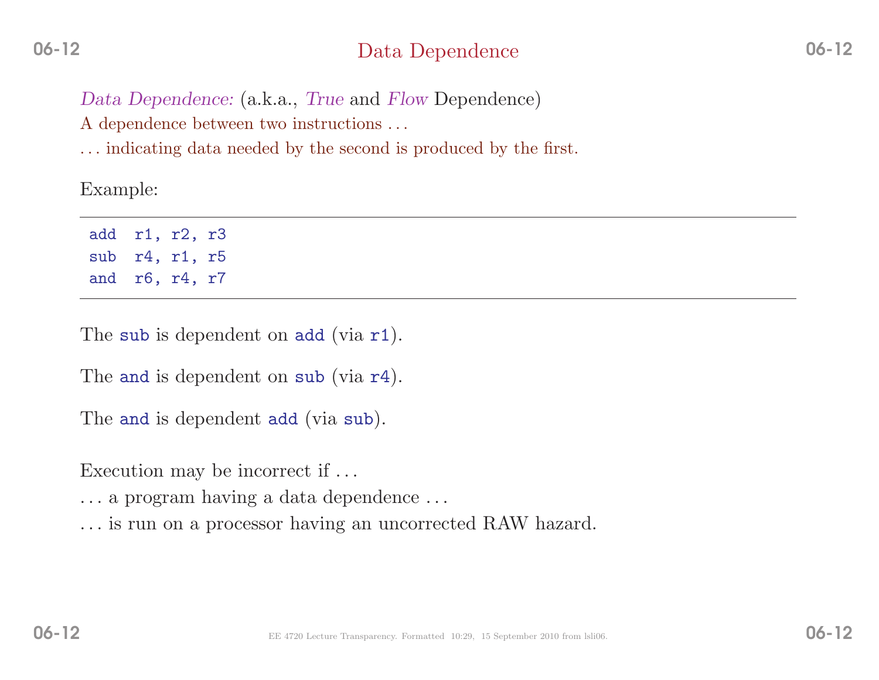# Data Dependence

*Data Dependence:* (a.k.a., *True* and *Flow* Dependence)

A dependence between two instructions ...

... indicating data needed by the second is produced by the first.

Example:

```
add  r1, r2, r3
sub  r4, r1, r5
and  r6, r4, r7
```

The `sub` is dependent on `add` (via `r1`).

The `and` is dependent on `sub` (via `r4`).

The `and` is dependent `add` (via `sub`).

Execution may be incorrect if ...

... a program having a data dependence ...

... is run on a processor having an uncorrected RAW hazard.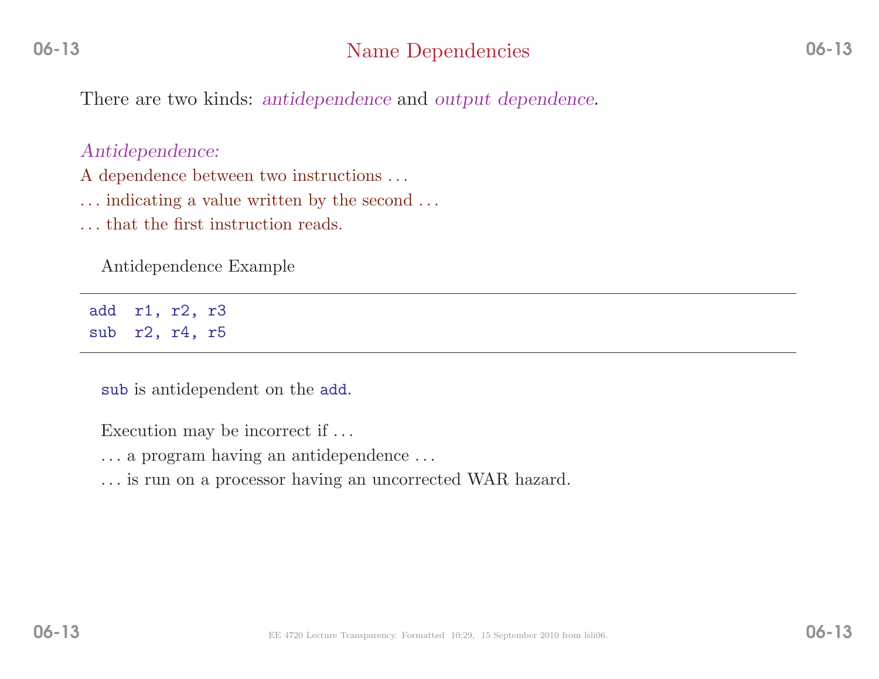# Name Dependencies

There are two kinds: *antidependence* and *output dependence*.

*Antidependence:*

A dependence between two instructions ...

... indicating a value written by the second ...

... that the first instruction reads.

Antidependence Example

```
add  r1, r2, r3
sub  r2, r4, r5
```

`sub` is antidependent on the `add`.

Execution may be incorrect if ...

... a program having an antidependence ...

... is run on a processor having an uncorrected WAR hazard.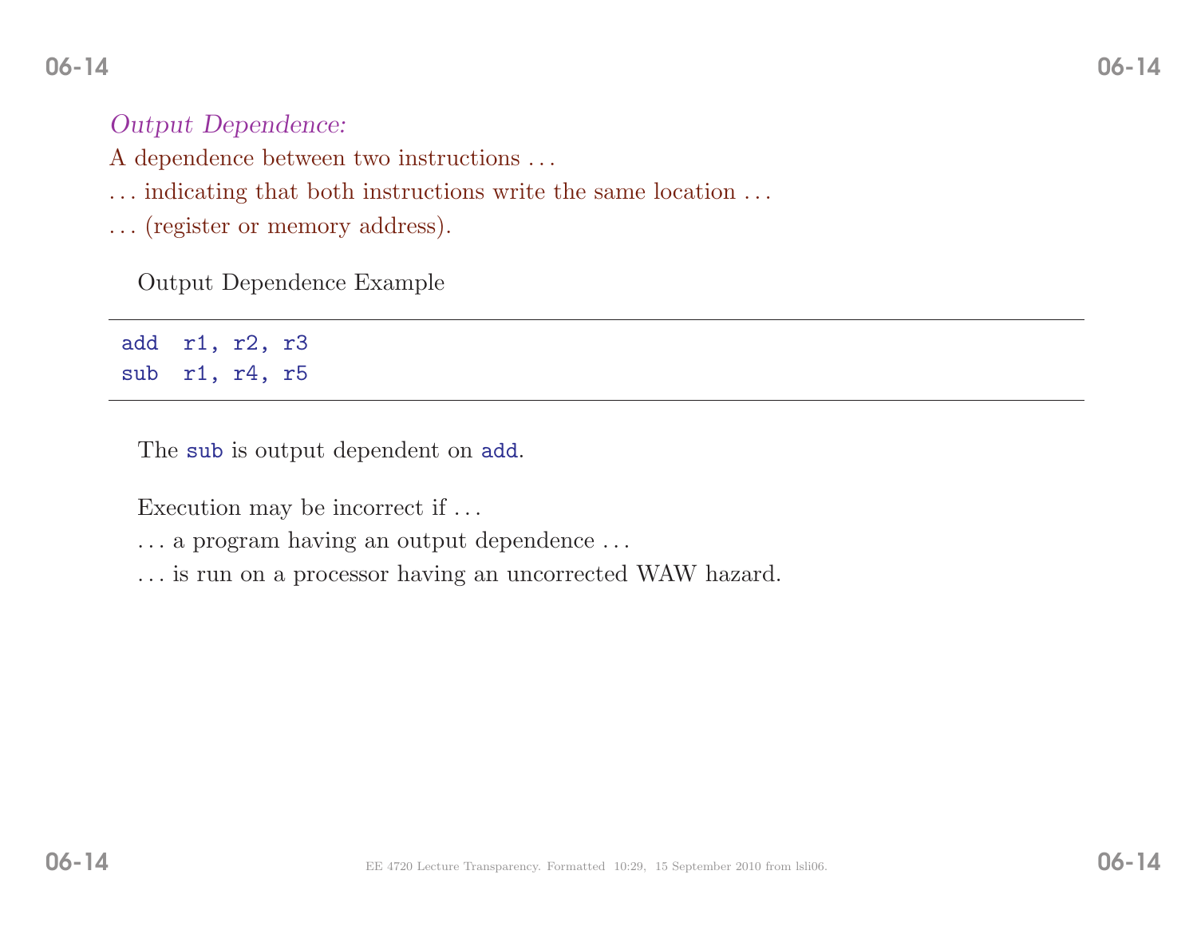*Output Dependence:*

A dependence between two instructions . . .

. . . indicating that both instructions write the same location . . .

. . . (register or memory address).

Output Dependence Example

```
add  r1, r2, r3
sub  r1, r4, r5
```

The `sub` is output dependent on `add`.

Execution may be incorrect if . . .

. . . a program having an output dependence . . .

. . . is run on a processor having an uncorrected WAW hazard.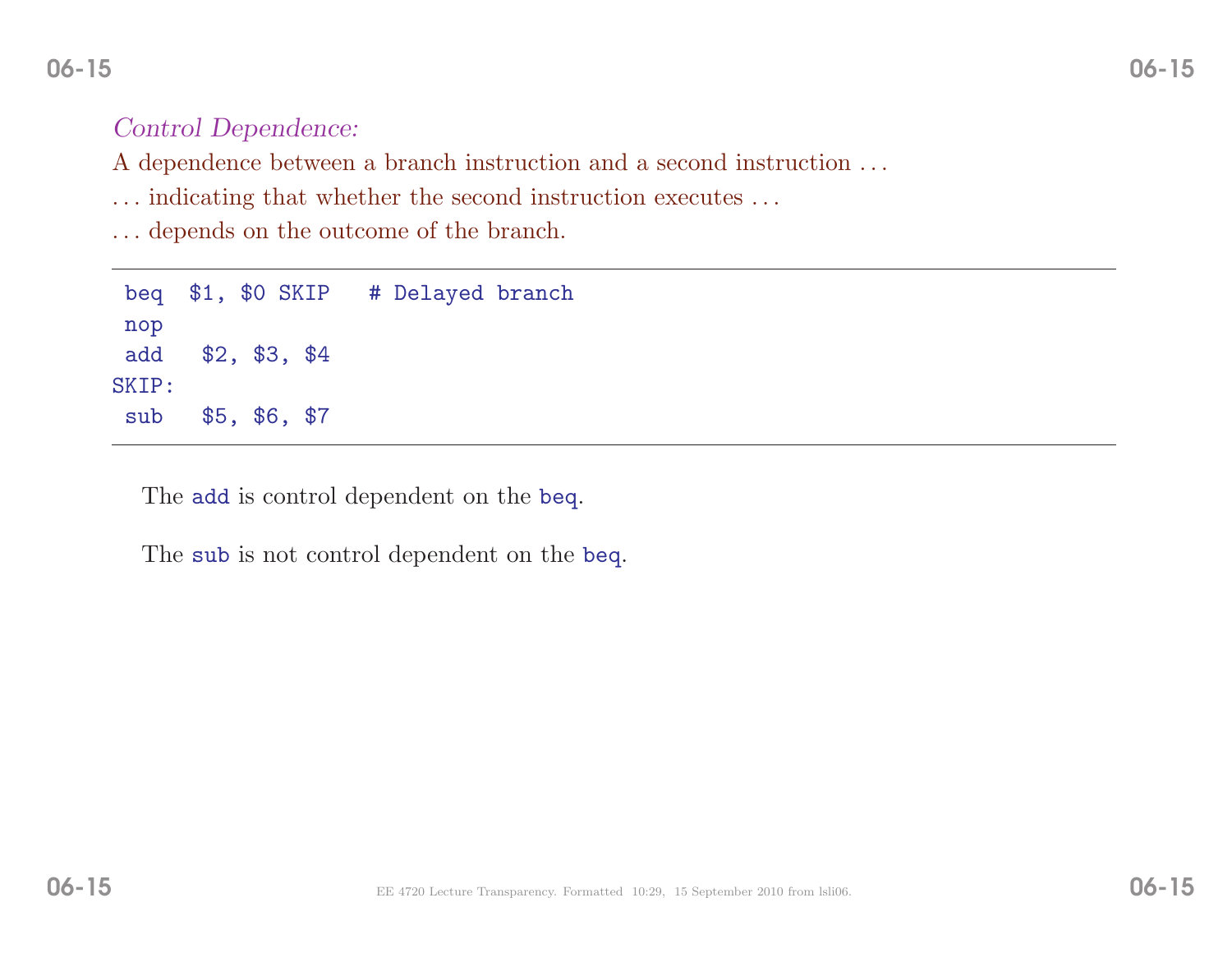*Control Dependence:*

A dependence between a branch instruction and a second instruction . . .

. . . indicating that whether the second instruction executes . . .

. . . depends on the outcome of the branch.

```
 beq  $1, $0 SKIP   # Delayed branch
 nop
 add   $2, $3, $4
SKIP:
 sub   $5, $6, $7
```

The `add` is control dependent on the `beq`.

The `sub` is not control dependent on the `beq`.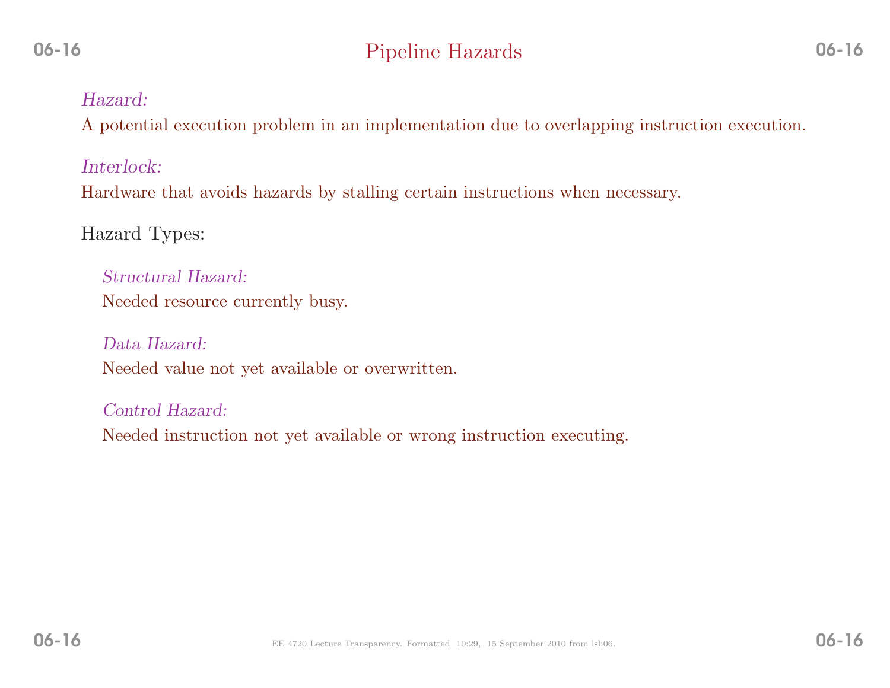# Pipeline Hazards

*Hazard:*

A potential execution problem in an implementation due to overlapping instruction execution.

*Interlock:*

Hardware that avoids hazards by stalling certain instructions when necessary.

Hazard Types:

*Structural Hazard:*

Needed resource currently busy.

*Data Hazard:*

Needed value not yet available or overwritten.

*Control Hazard:*

Needed instruction not yet available or wrong instruction executing.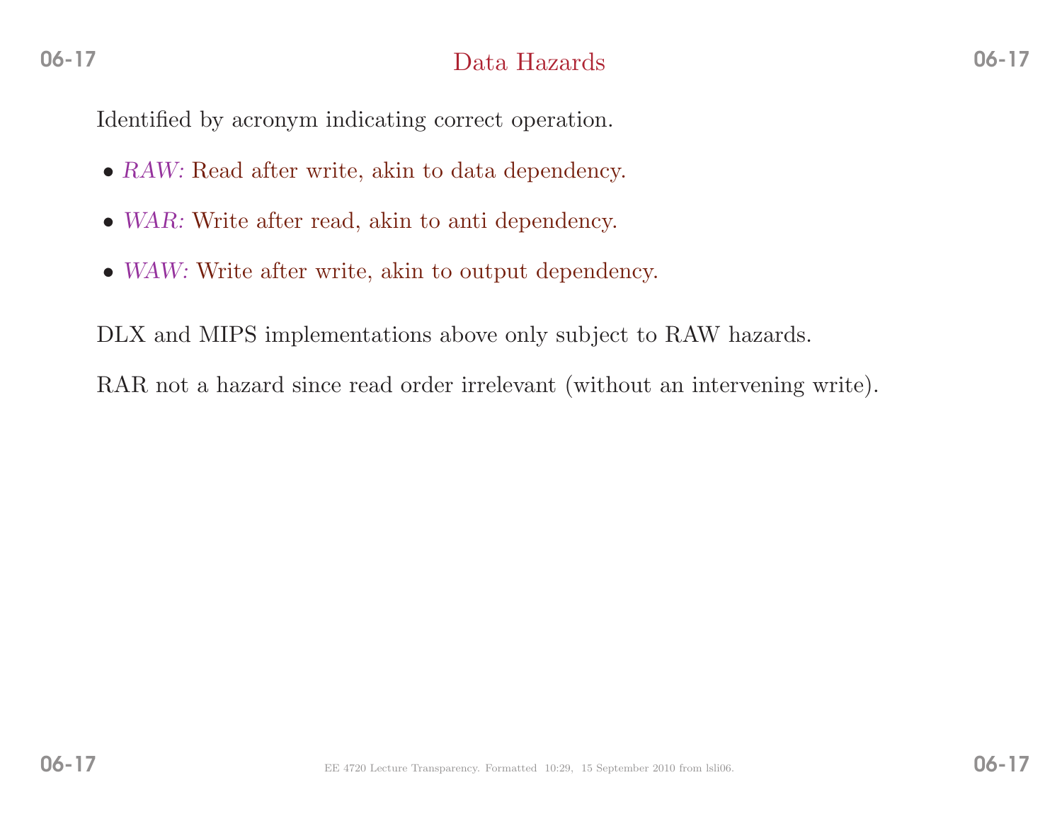# Data Hazards

Identified by acronym indicating correct operation.

- *RAW:* Read after write, akin to data dependency.
- *WAR:* Write after read, akin to anti dependency.
- *WAW:* Write after write, akin to output dependency.

DLX and MIPS implementations above only subject to RAW hazards.

RAR not a hazard since read order irrelevant (without an intervening write).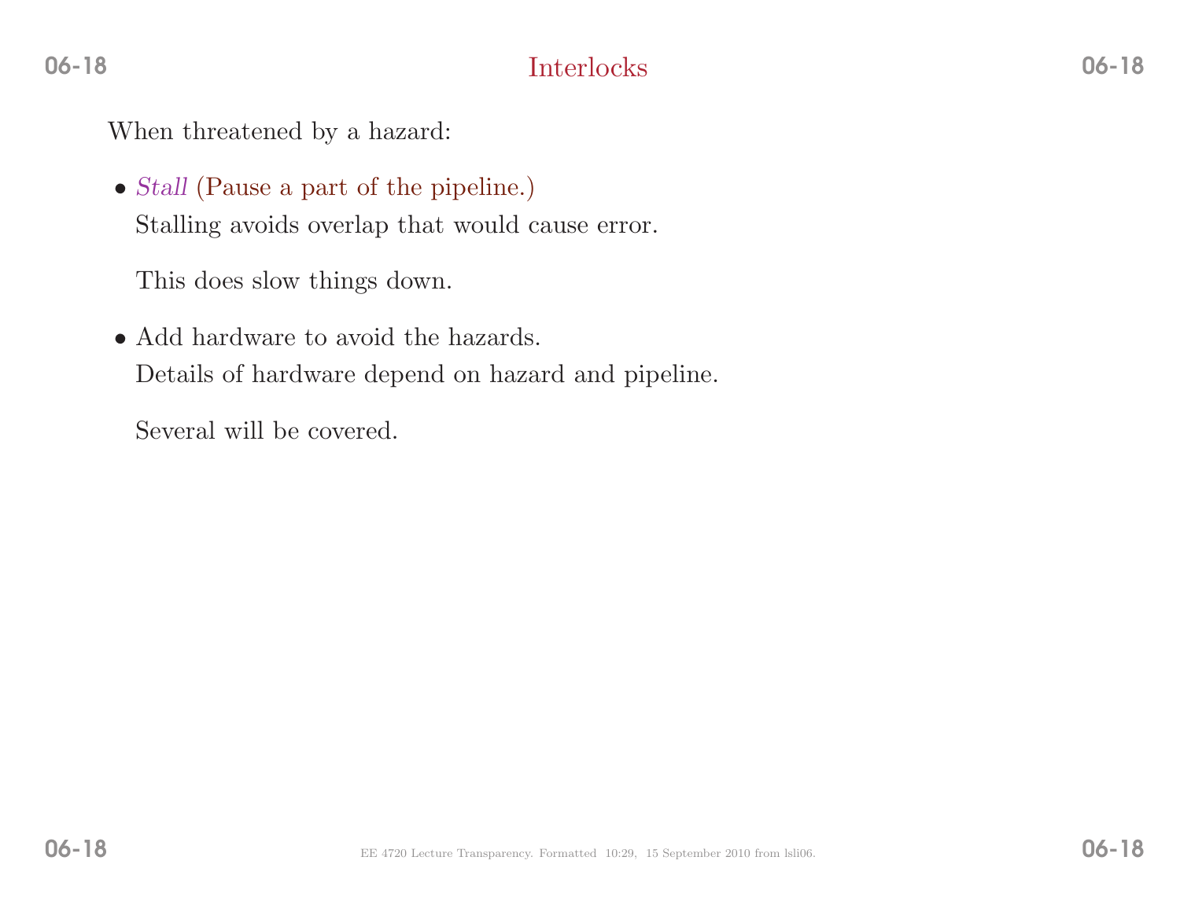## Interlocks

When threatened by a hazard:

- *Stall* (Pause a part of the pipeline.)

  Stalling avoids overlap that would cause error.

  This does slow things down.

- Add hardware to avoid the hazards.

  Details of hardware depend on hazard and pipeline.

  Several will be covered.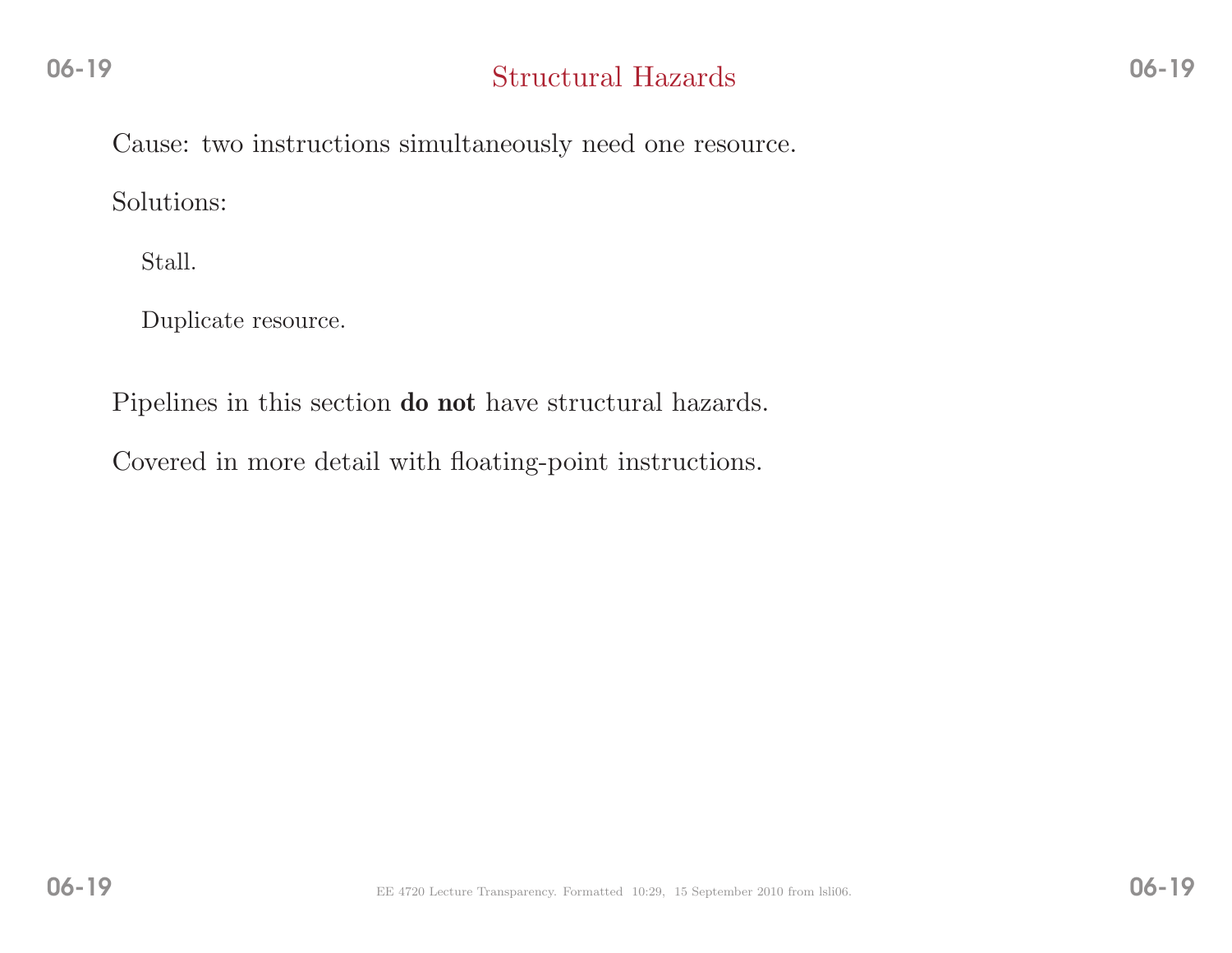## Structural Hazards

Cause: two instructions simultaneously need one resource.

Solutions:

- Stall.
- Duplicate resource.

Pipelines in this section **do not** have structural hazards.

Covered in more detail with floating-point instructions.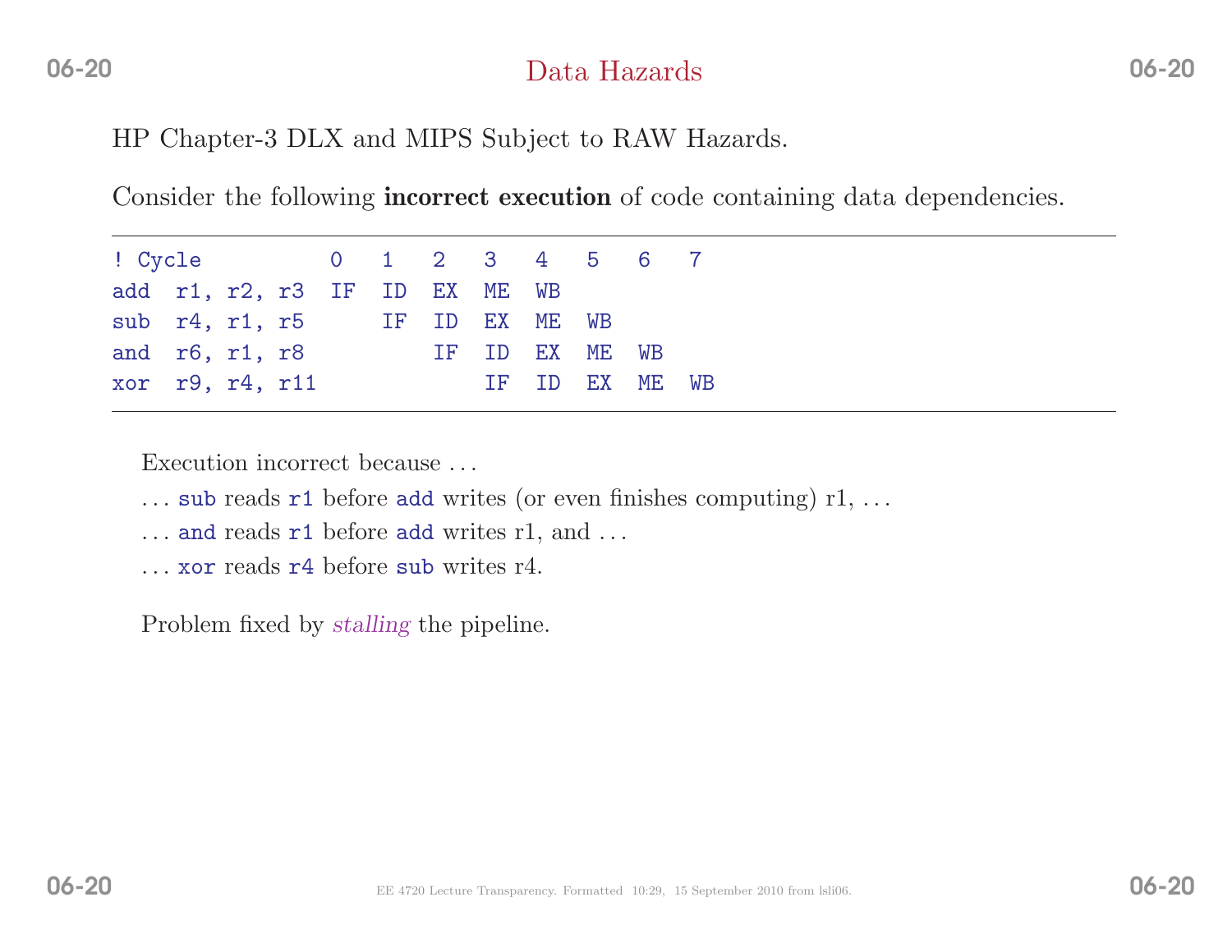# Data Hazards

HP Chapter-3 DLX and MIPS Subject to RAW Hazards.

Consider the following **incorrect execution** of code containing data dependencies.

```
! Cycle           0   1   2   3   4   5   6   7
add  r1, r2, r3  IF  ID  EX  ME  WB
sub  r4, r1, r5      IF  ID  EX  ME  WB
and  r6, r1, r8          IF  ID  EX  ME  WB
xor  r9, r4, r11             IF  ID  EX  ME  WB
```

Execution incorrect because …

… `sub` reads `r1` before `add` writes (or even finishes computing) r1, …

… `and` reads `r1` before `add` writes r1, and …

… `xor` reads `r4` before `sub` writes r4.

Problem fixed by *stalling* the pipeline.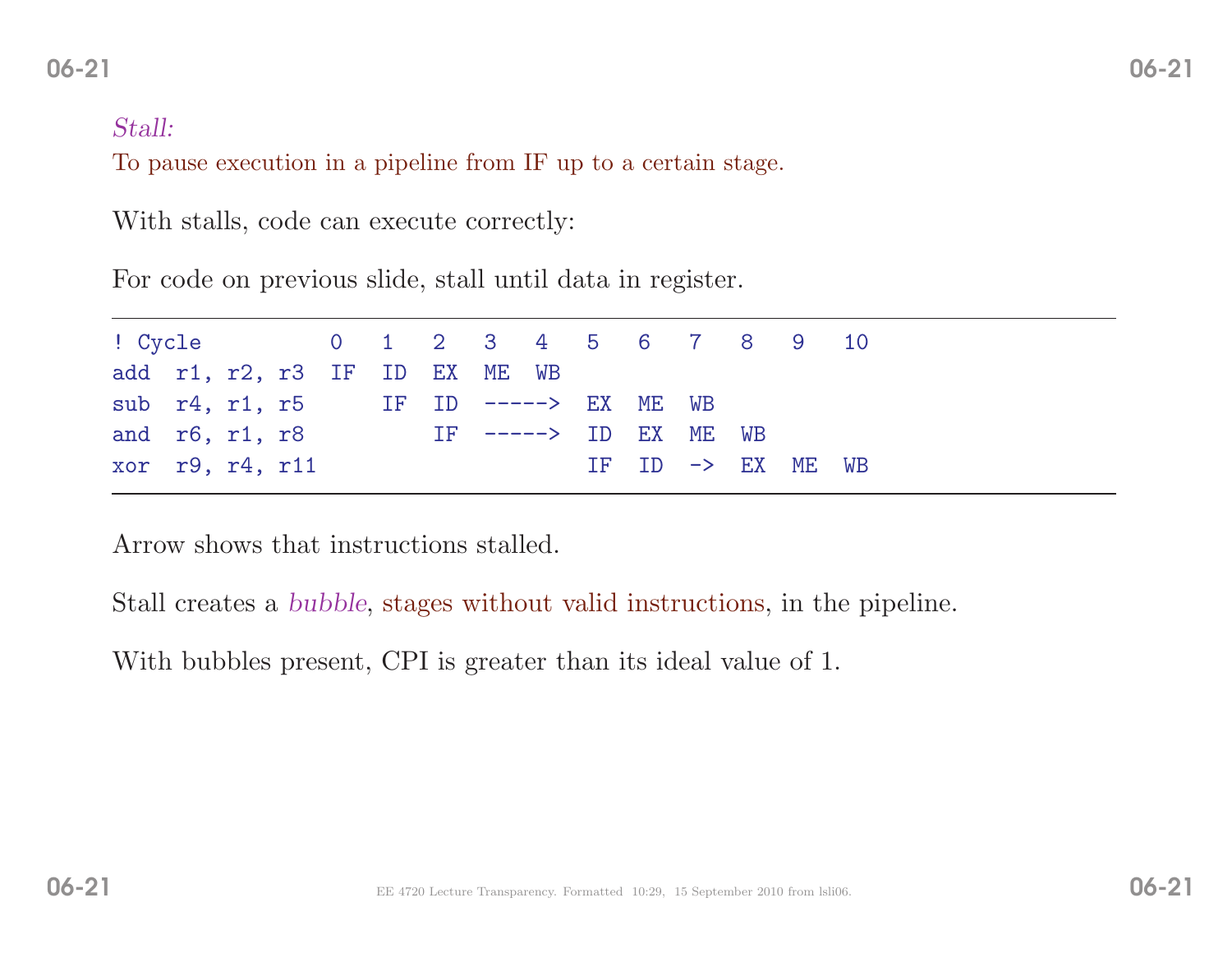*Stall:*
To pause execution in a pipeline from IF up to a certain stage.

With stalls, code can execute correctly:

For code on previous slide, stall until data in register.

```
! Cycle          0   1   2   3   4   5   6   7   8   9   10
add  r1, r2, r3  IF  ID  EX  ME  WB
sub  r4, r1, r5      IF  ID  ----->  EX  ME  WB
and  r6, r1, r8          IF  ----->  ID  EX  ME  WB
xor  r9, r4, r11                     IF  ID  ->  EX  ME  WB
```

Arrow shows that instructions stalled.

Stall creates a *bubble*, stages without valid instructions, in the pipeline.

With bubbles present, CPI is greater than its ideal value of 1.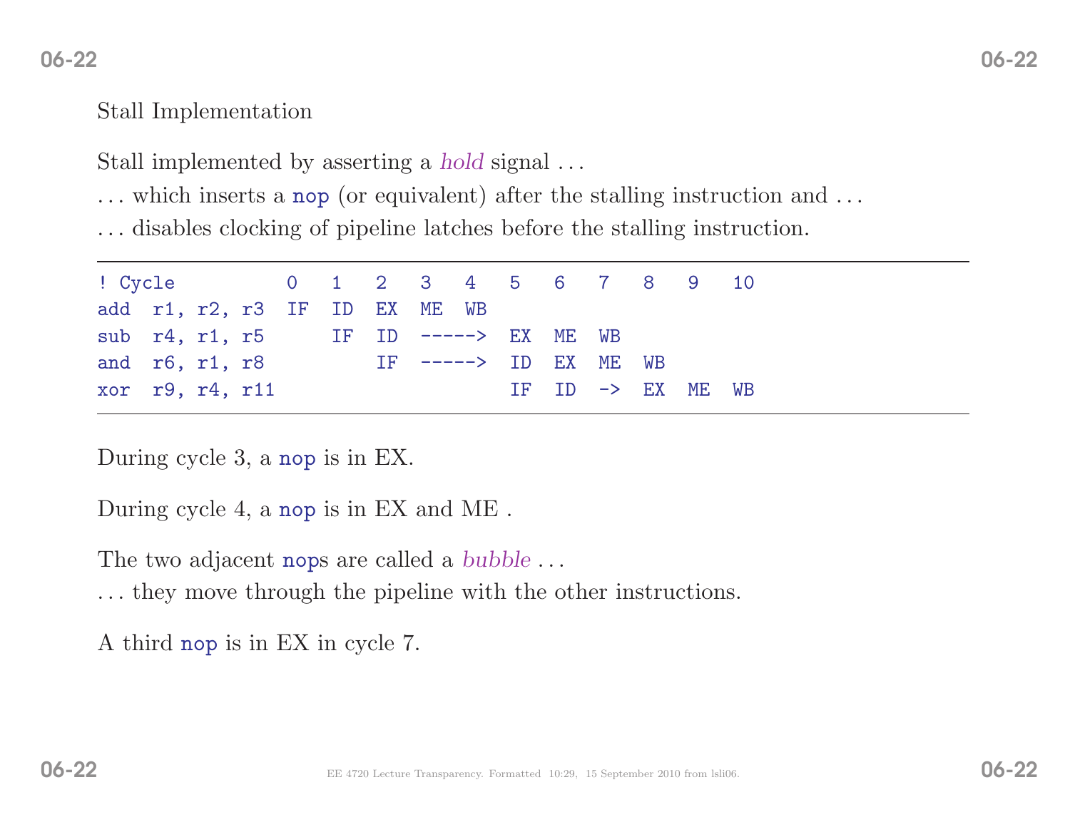## Stall Implementation

Stall implemented by asserting a *hold* signal ...

... which inserts a `nop` (or equivalent) after the stalling instruction and ...

... disables clocking of pipeline latches before the stalling instruction.

```
! Cycle          0   1   2   3   4   5   6   7   8   9   10
add  r1, r2, r3  IF  ID  EX  ME  WB
sub  r4, r1, r5      IF  ID  ----->  EX  ME  WB
and  r6, r1, r8          IF  ----->  ID  EX  ME  WB
xor  r9, r4, r11                     IF  ID  ->  EX  ME  WB
```

During cycle 3, a `nop` is in EX.

During cycle 4, a `nop` is in EX and ME .

The two adjacent `nop`s are called a *bubble* ...

... they move through the pipeline with the other instructions.

A third `nop` is in EX in cycle 7.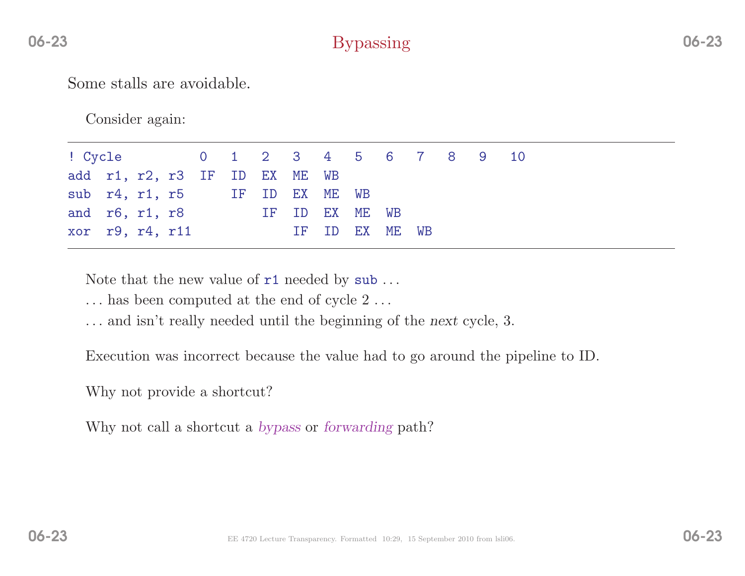# Bypassing

Some stalls are avoidable.

Consider again:

```
! Cycle          0   1   2   3   4   5   6   7   8   9   10
add  r1, r2, r3  IF  ID  EX  ME  WB
sub  r4, r1, r5      IF  ID  EX  ME  WB
and  r6, r1, r8          IF  ID  EX  ME  WB
xor  r9, r4, r11             IF  ID  EX  ME  WB
```

Note that the new value of `r1` needed by `sub` ...

... has been computed at the end of cycle 2 ...

... and isn't really needed until the beginning of the *next* cycle, 3.

Execution was incorrect because the value had to go around the pipeline to ID.

Why not provide a shortcut?

Why not call a shortcut a *bypass* or *forwarding* path?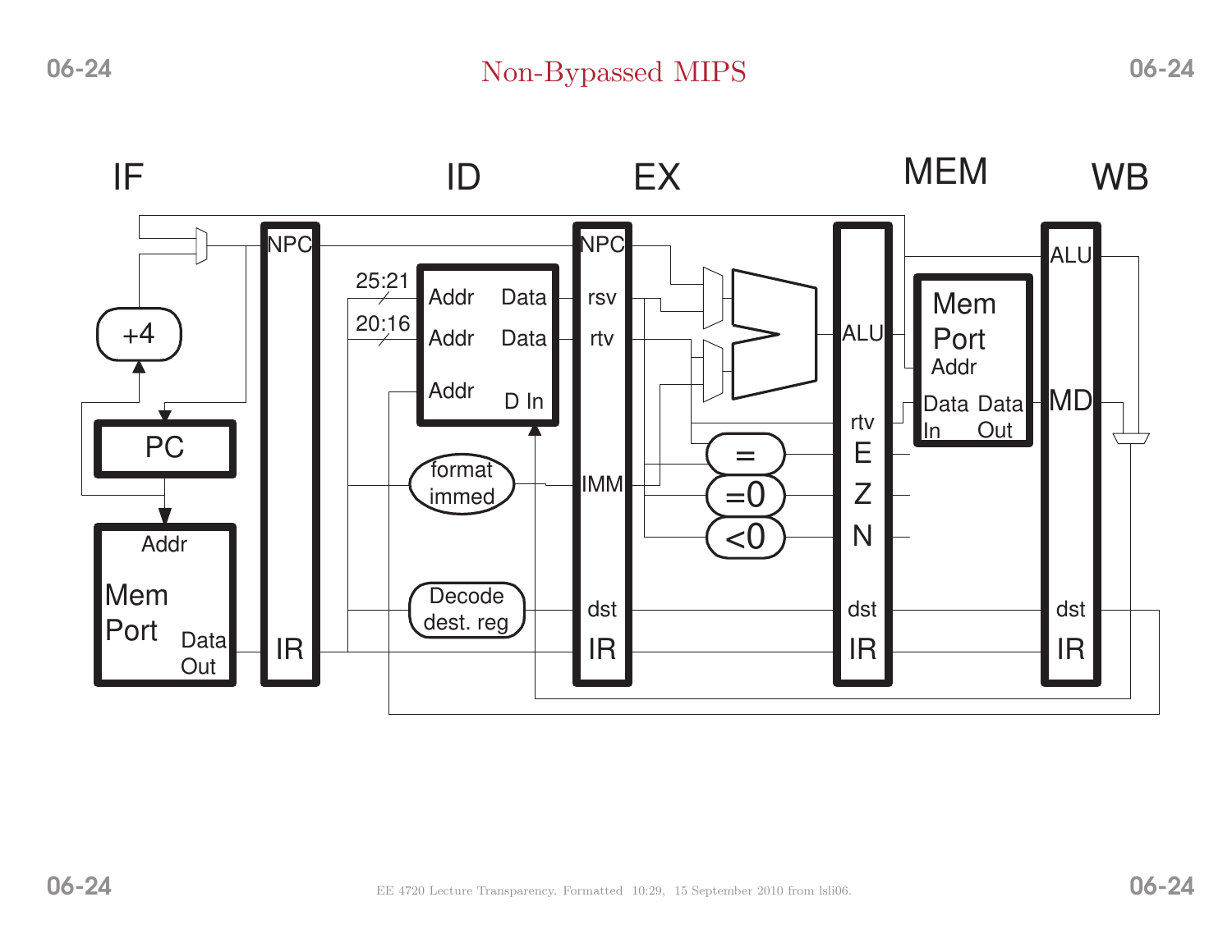# Non-Bypassed MIPS

IF ID EX MEM WB

NPC NPC

+4

PC

Addr

Mem Port Data Out

IR

25:21 Addr Data rsv

20:16 Addr Data rtv

Addr D In

format immed IMM

Decode dest. reg dst

IR

ALU

rtv

= E

=0 Z

<0 N

dst

IR

Mem Port Addr

Data In Data Out

ALU

MD

dst

IR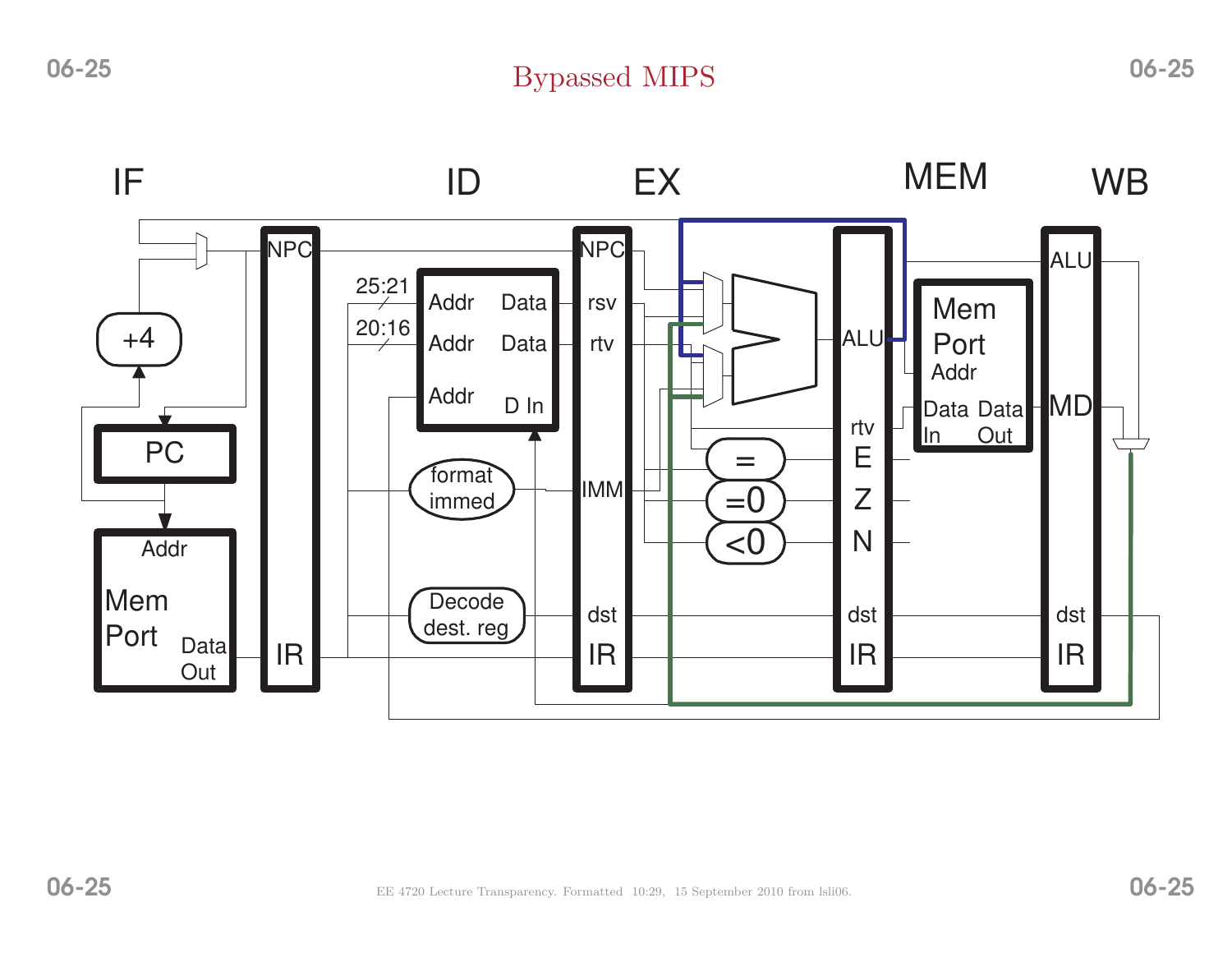# Bypassed MIPS

IF ID EX MEM WB

NPC NPC

+4

25:21 Addr Data rsv

20:16 Addr Data rtv

Addr D In

PC

format immed IMM

ALU ALU

Mem Port Addr

rtv

Data In Data Out MD

= E

=0 Z

<0 N

Addr

Mem Port Data Out

Decode dest. reg dst dst dst

IR IR IR IR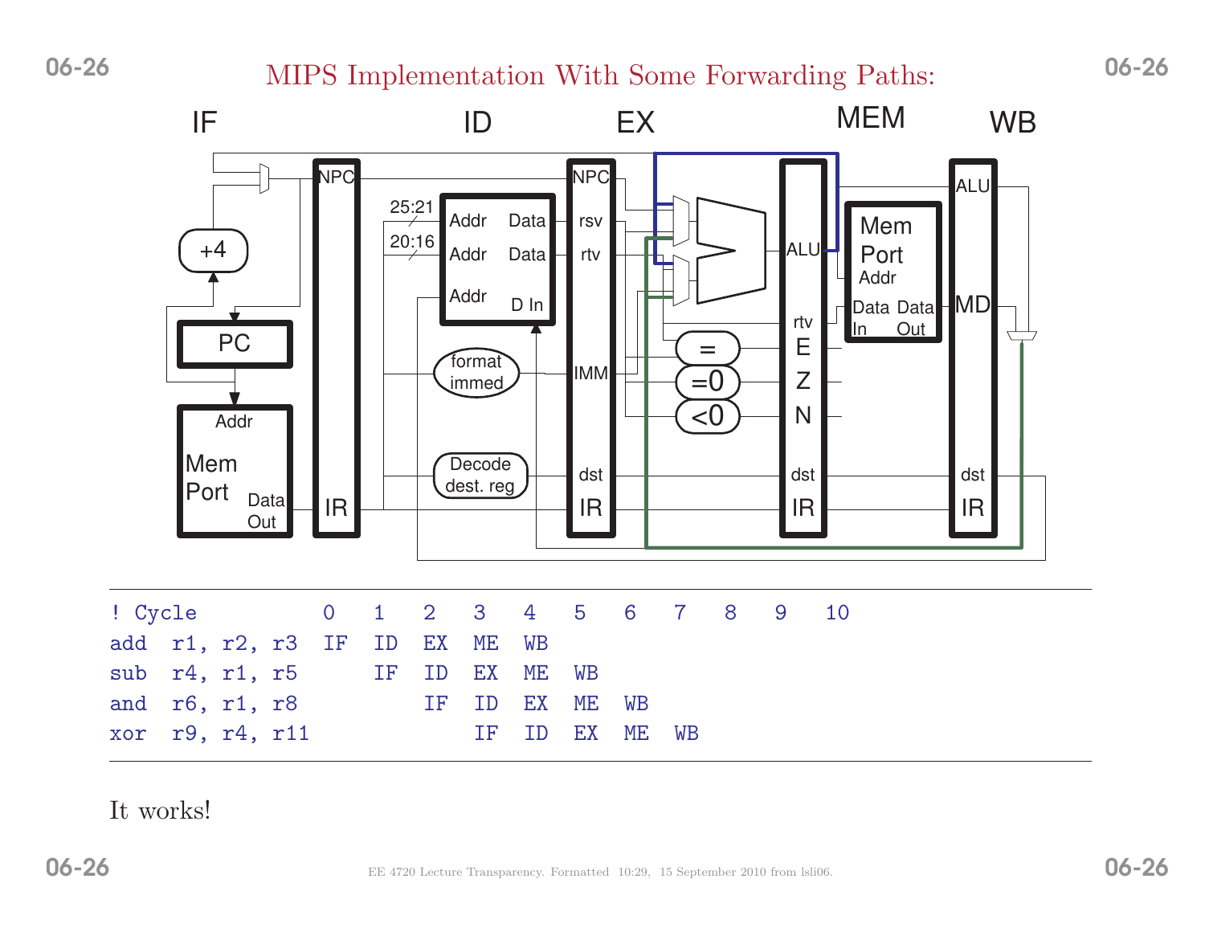# MIPS Implementation With Some Forwarding Paths:

```
! Cycle          0    1    2    3    4    5    6    7    8    9    10
add  r1, r2, r3  IF   ID   EX   ME   WB
sub  r4, r1, r5       IF   ID   EX   ME   WB
and  r6, r1, r8            IF   ID   EX   ME   WB
xor  r9, r4, r11                IF   ID   EX   ME   WB
```

It works!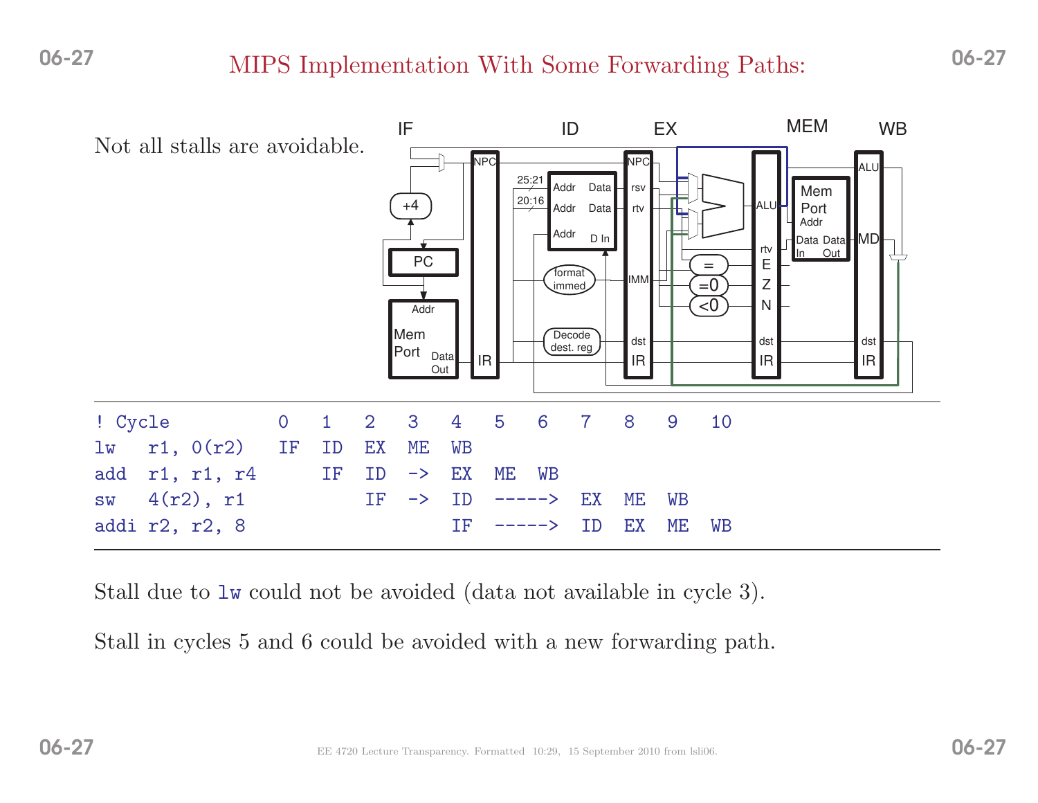# MIPS Implementation With Some Forwarding Paths:

Not all stalls are avoidable.

```
! Cycle           0   1   2   3   4   5   6   7   8   9   10
lw   r1, 0(r2)    IF  ID  EX  ME  WB
add  r1, r1, r4       IF  ID  ->  EX  ME  WB
sw   4(r2), r1            IF  ->  ID  ----->  EX  ME  WB
addi r2, r2, 8                    IF  ----->  ID  EX  ME  WB
```

Stall due to `lw` could not be avoided (data not available in cycle 3).

Stall in cycles 5 and 6 could be avoided with a new forwarding path.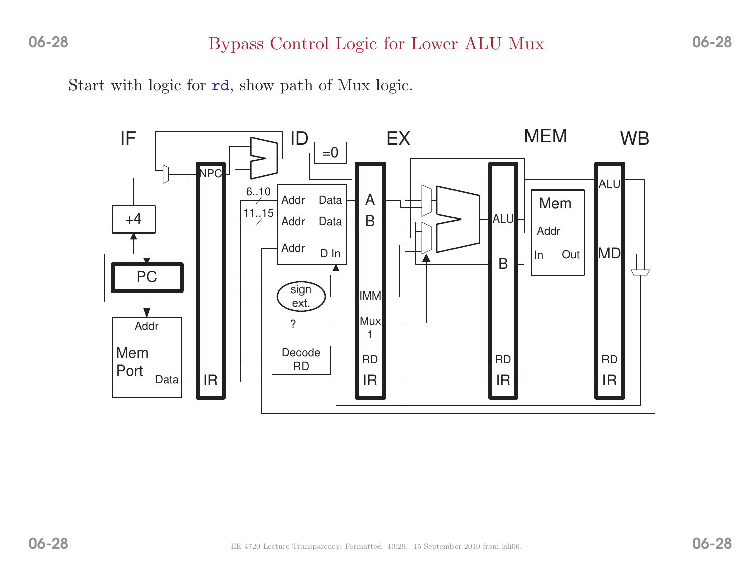# Bypass Control Logic for Lower ALU Mux

Start with logic for `rd`, show path of Mux logic.

IF ID EX MEM WB

NPC =0 6..10 11..15 Addr Data Addr Data Addr D In A B +4 PC sign ext. IMM ? Mux 1 Decode RD RD IR ALU B Mem Addr In Out ALU MD RD IR Addr Mem Port Data IR RD IR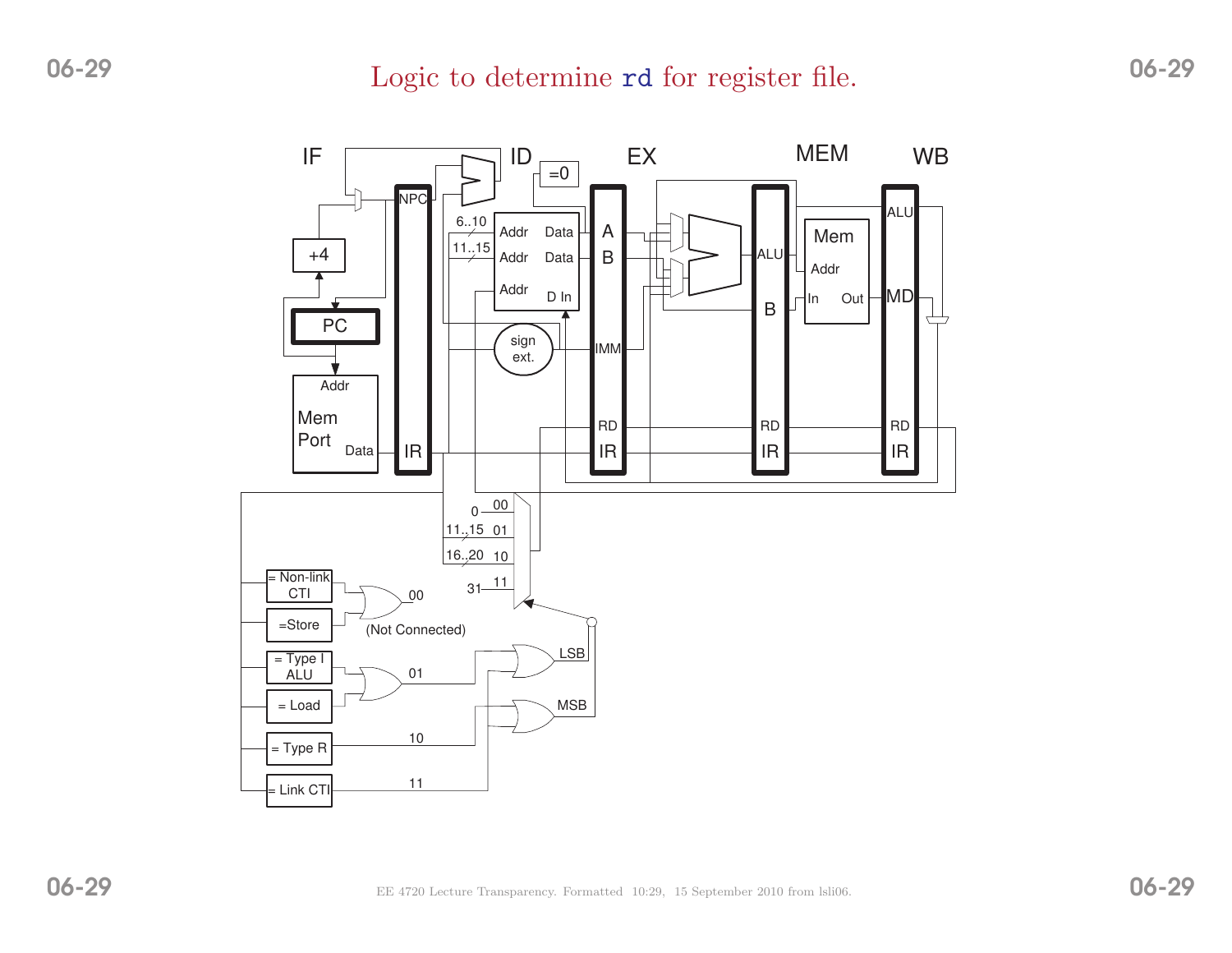# Logic to determine rd for register file.

IF ID EX MEM WB

NPC, +4, PC, Addr, Mem Port, Data, IR, =0, 6..10, 11..15, Addr, Data, Addr, Data, Addr, D In, sign ext., A, B, IMM, RD, IR, ALU, B, RD, IR, Mem, Addr, In, Out, ALU, MD, RD, IR

0 00, 11..15 01, 16..20 10, 31 11

= Non-link CTI, =Store, 00 (Not Connected)

= Type I ALU, = Load, 01, LSB

= Type R, 10, MSB

= Link CTI, 11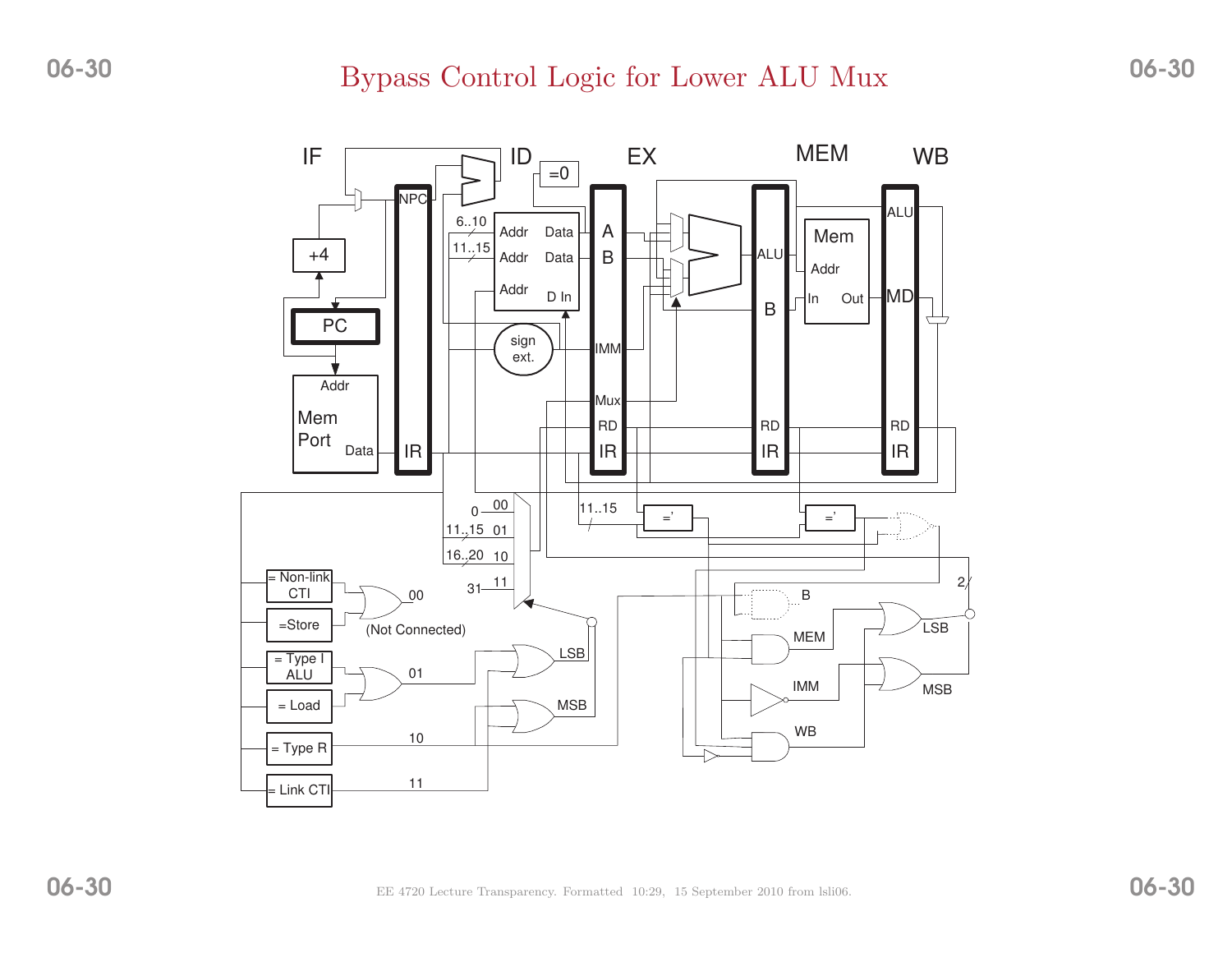# Bypass Control Logic for Lower ALU Mux

IF ID EX MEM WB

NPC =0 A B Addr Data Addr Data Addr D In 6..10 11..15 +4 PC sign ext. IMM Mux RD IR ALU B Mem Addr In Out ALU MD RD IR RD IR Addr Mem Port Data IR

11..15 =' =' 0 00 11..15 01 16..20 10 31 11 2

= Non-link CTI =Store 00 (Not Connected) = Type I ALU = Load 01 LSB MSB = Type R 10 = Link CTI 11

B MEM IMM WB LSB MSB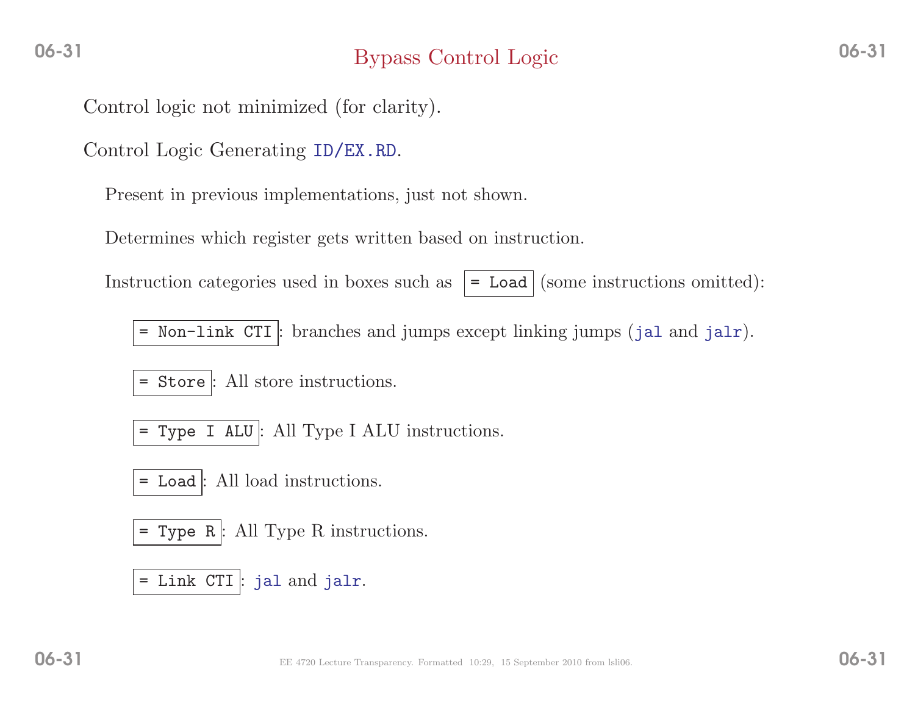# Bypass Control Logic

Control logic not minimized (for clarity).

Control Logic Generating `ID/EX.RD`.

Present in previous implementations, just not shown.

Determines which register gets written based on instruction.

Instruction categories used in boxes such as `= Load` (some instructions omitted):

- `= Non-link CTI`: branches and jumps except linking jumps (`jal` and `jalr`).
- `= Store`: All store instructions.
- `= Type I ALU`: All Type I ALU instructions.
- `= Load`: All load instructions.
- `= Type R`: All Type R instructions.
- `= Link CTI`: `jal` and `jalr`.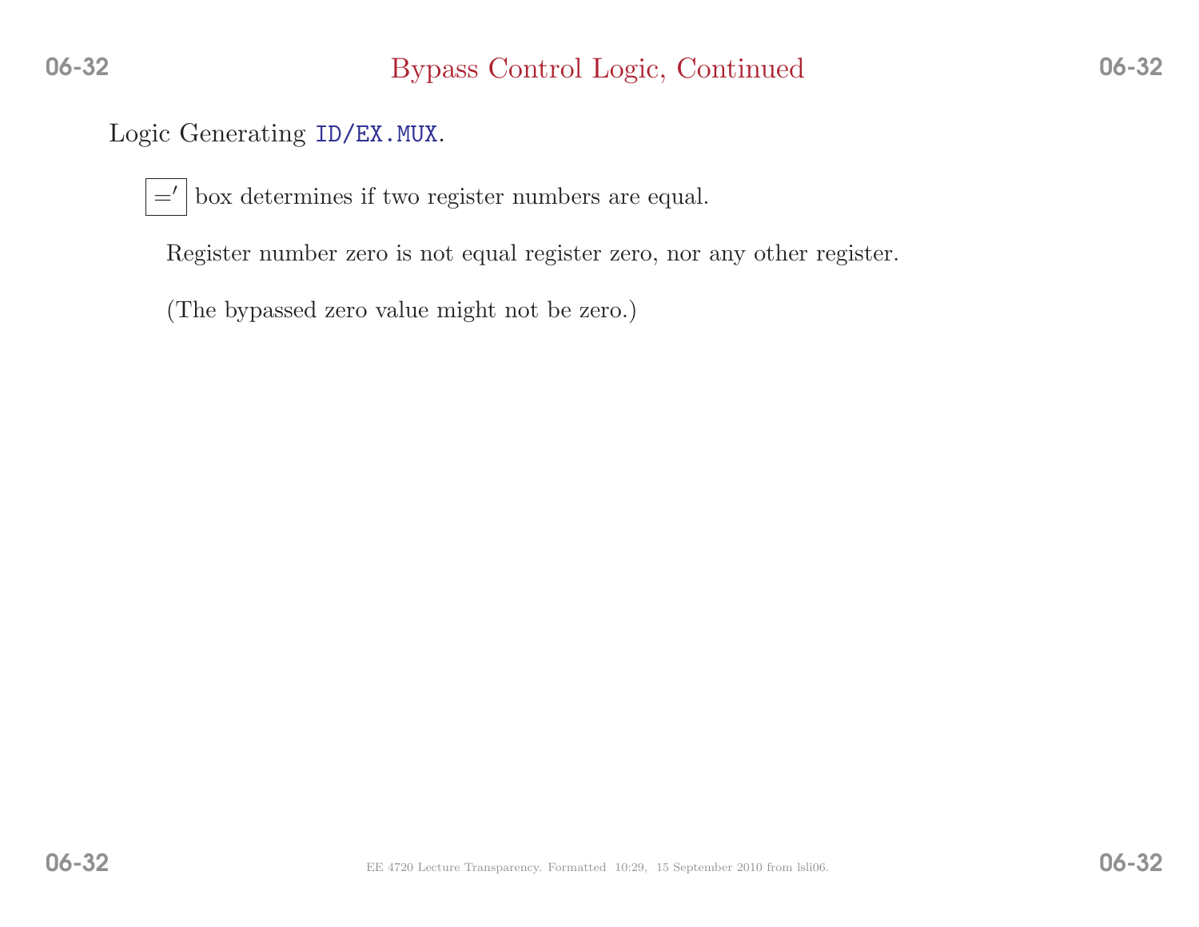# Bypass Control Logic, Continued

Logic Generating `ID/EX.MUX`.

$\boxed{='}$ box determines if two register numbers are equal.

Register number zero is not equal register zero, nor any other register.

(The bypassed zero value might not be zero.)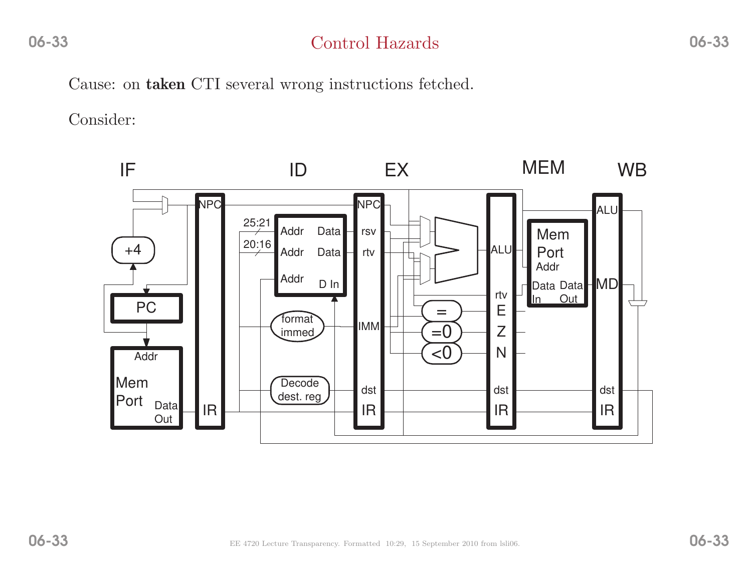# Control Hazards

Cause: on **taken** CTI several wrong instructions fetched.

Consider: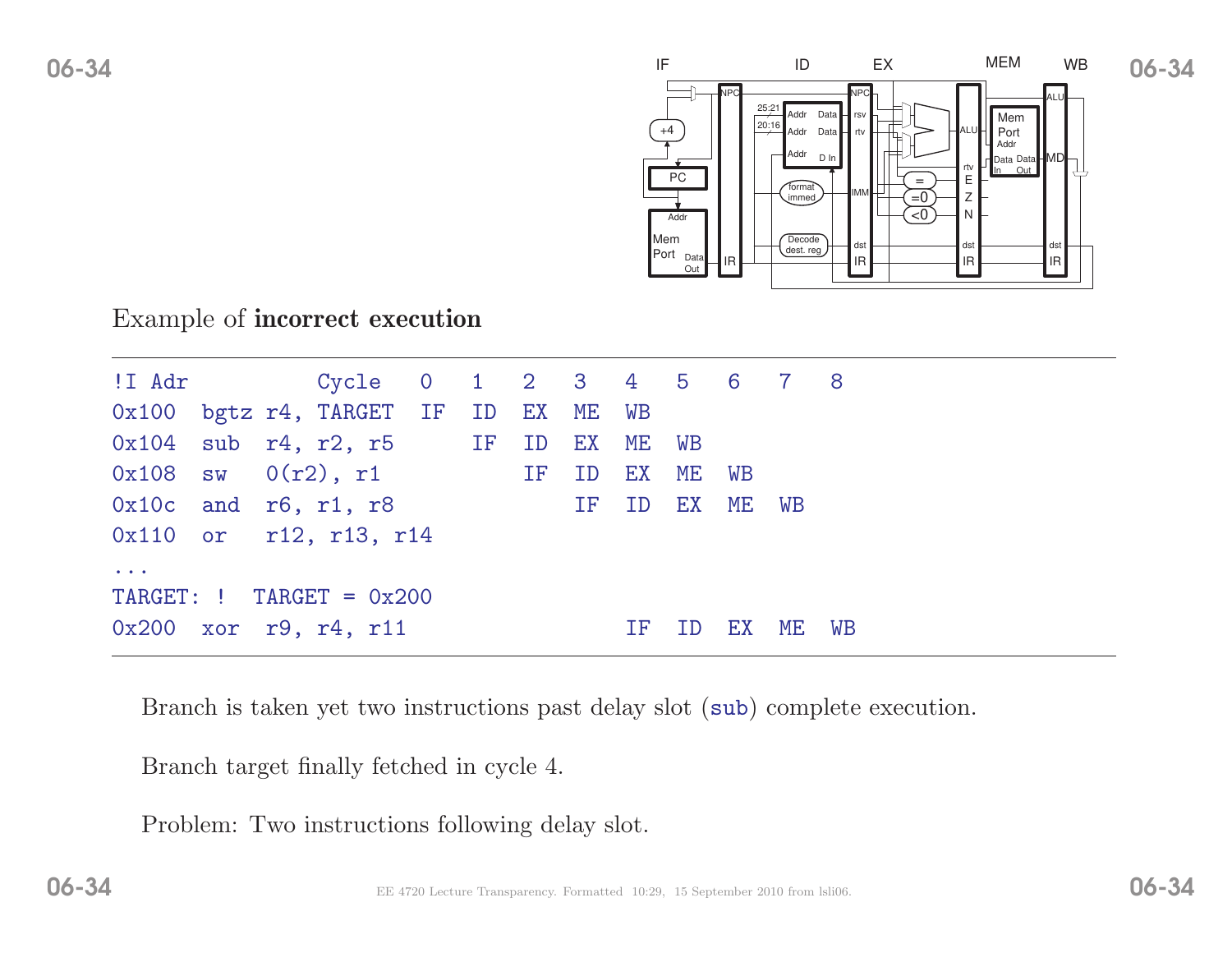Example of **incorrect execution**

```
!I Adr          Cycle   0    1    2    3    4    5    6    7    8
0x100  bgtz r4, TARGET  IF   ID   EX   ME   WB
0x104  sub  r4, r2, r5       IF   ID   EX   ME   WB
0x108  sw   0(r2), r1             IF   ID   EX   ME   WB
0x10c  and  r6, r1, r8                 IF   ID   EX   ME   WB
0x110  or   r12, r13, r14
...
TARGET: !  TARGET = 0x200
0x200  xor  r9, r4, r11                     IF   ID   EX   ME   WB
```

Branch is taken yet two instructions past delay slot (`sub`) complete execution.

Branch target finally fetched in cycle 4.

Problem: Two instructions following delay slot.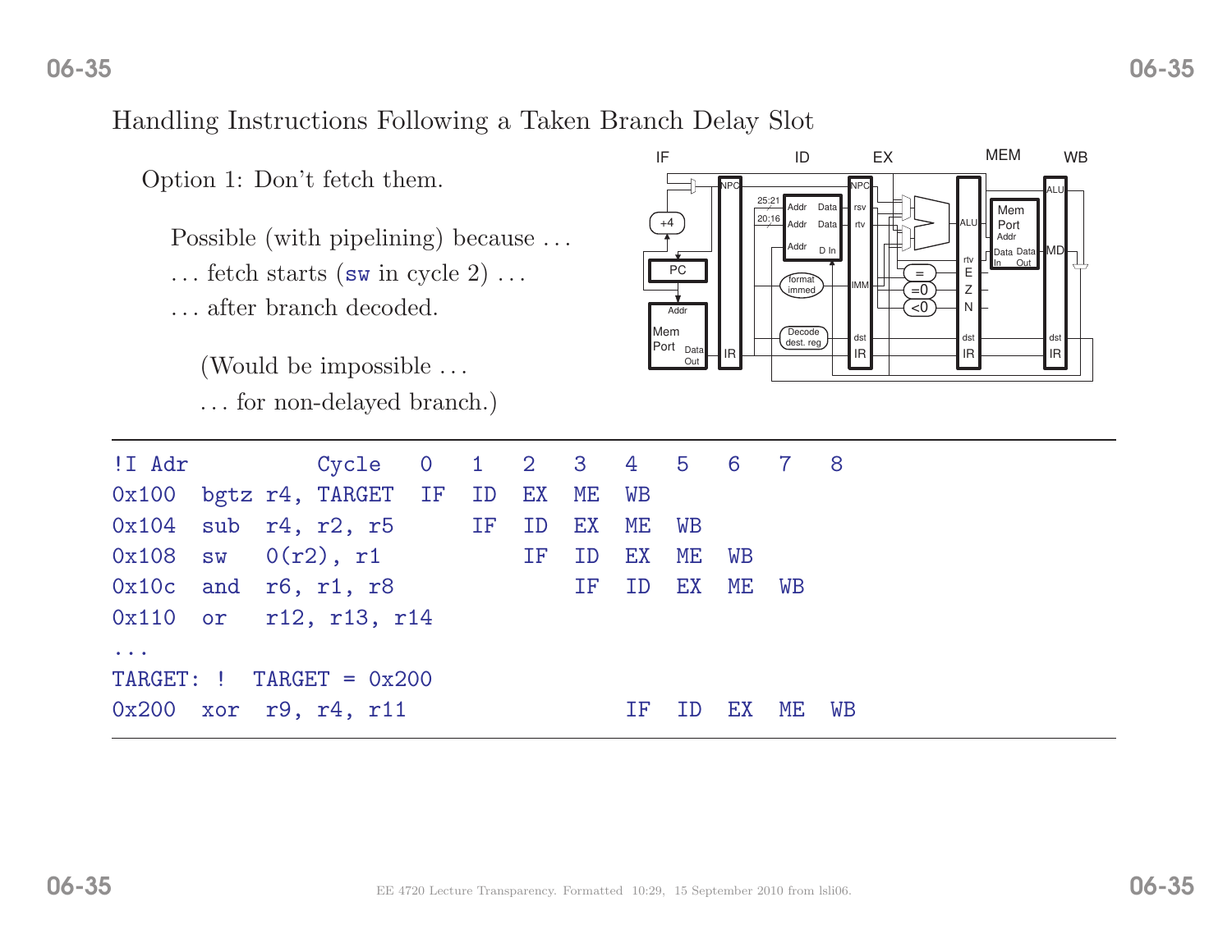## Handling Instructions Following a Taken Branch Delay Slot

Option 1: Don't fetch them.

Possible (with pipelining) because ...
... fetch starts (`sw` in cycle 2) ...
... after branch decoded.

(Would be impossible ...
... for non-delayed branch.)

```
!I Adr          Cycle    0   1   2   3   4   5   6   7   8
0x100  bgtz r4, TARGET   IF  ID  EX  ME  WB
0x104  sub  r4, r2, r5       IF  ID  EX  ME  WB
0x108  sw   0(r2), r1            IF  ID  EX  ME  WB
0x10c  and  r6, r1, r8               IF  ID  EX  ME  WB
0x110  or   r12, r13, r14
...
TARGET: !  TARGET = 0x200
0x200  xor  r9, r4, r11                  IF  ID  EX  ME  WB
```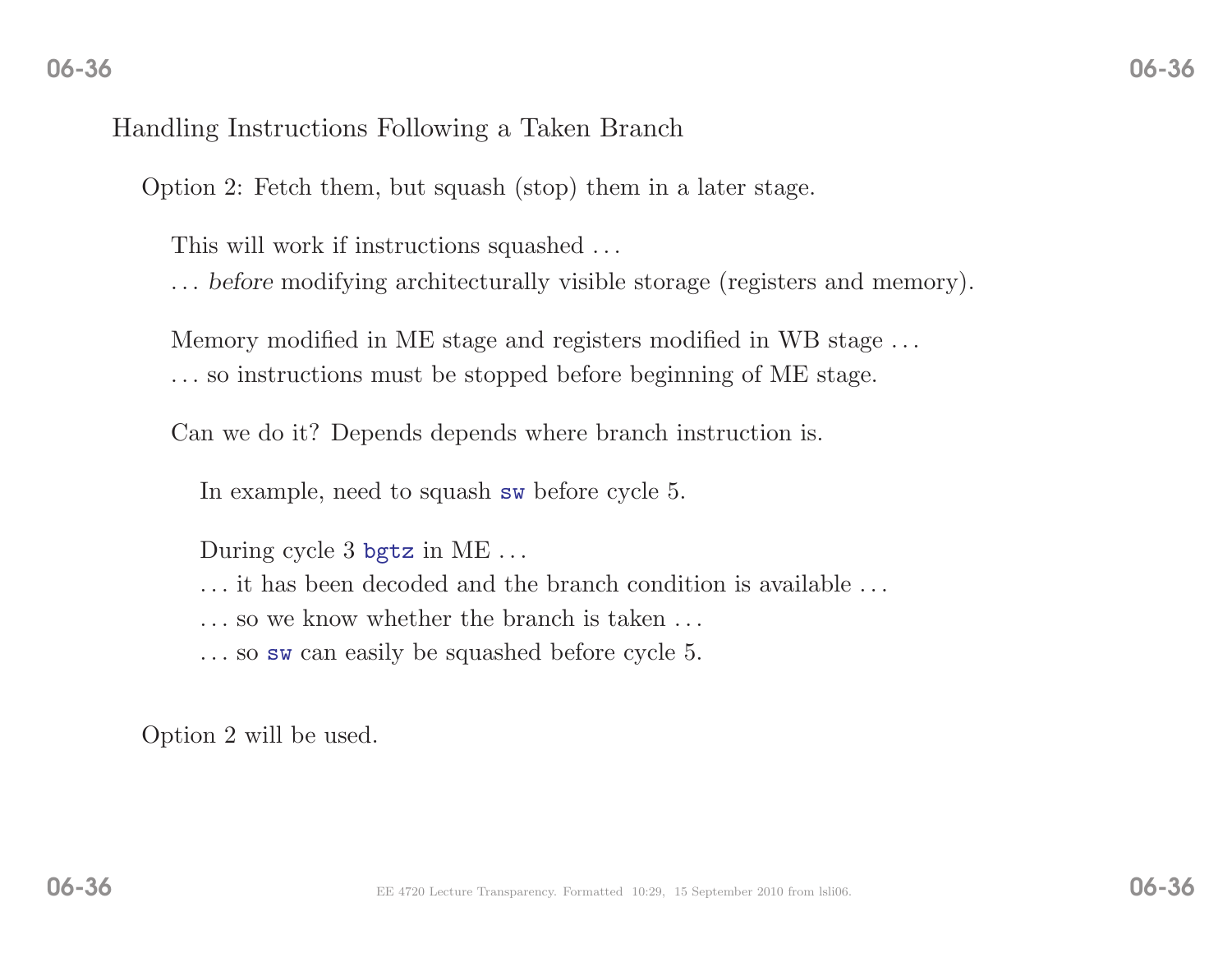## Handling Instructions Following a Taken Branch

Option 2: Fetch them, but squash (stop) them in a later stage.

This will work if instructions squashed ...
... *before* modifying architecturally visible storage (registers and memory).

Memory modified in ME stage and registers modified in WB stage ...
... so instructions must be stopped before beginning of ME stage.

Can we do it? Depends depends where branch instruction is.

In example, need to squash `sw` before cycle 5.

During cycle 3 `bgtz` in ME ...
... it has been decoded and the branch condition is available ...
... so we know whether the branch is taken ...
... so `sw` can easily be squashed before cycle 5.

Option 2 will be used.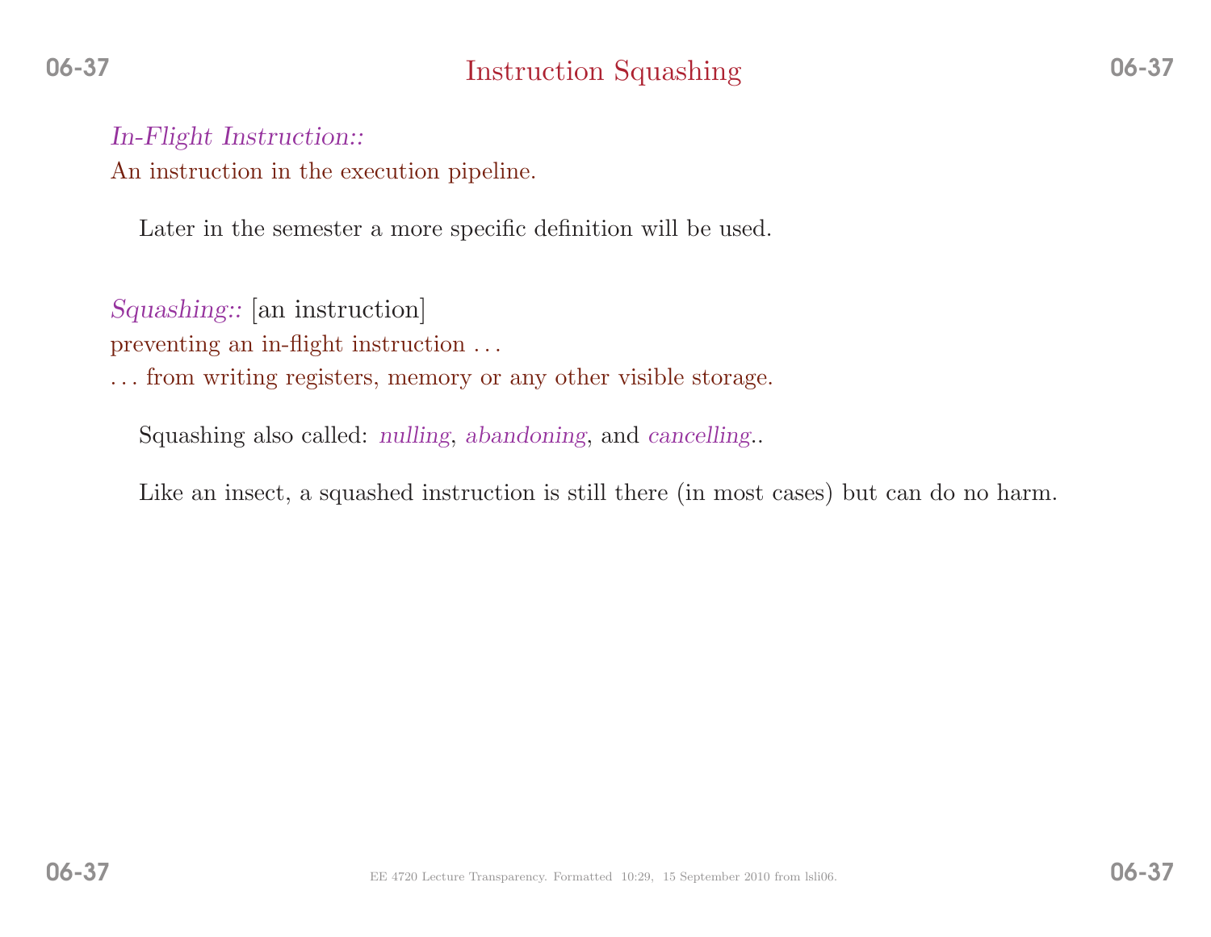# Instruction Squashing

*In-Flight Instruction::*
An instruction in the execution pipeline.

Later in the semester a more specific definition will be used.

*Squashing::* [an instruction]
preventing an in-flight instruction ...
... from writing registers, memory or any other visible storage.

Squashing also called: *nulling*, *abandoning*, and *cancelling*..

Like an insect, a squashed instruction is still there (in most cases) but can do no harm.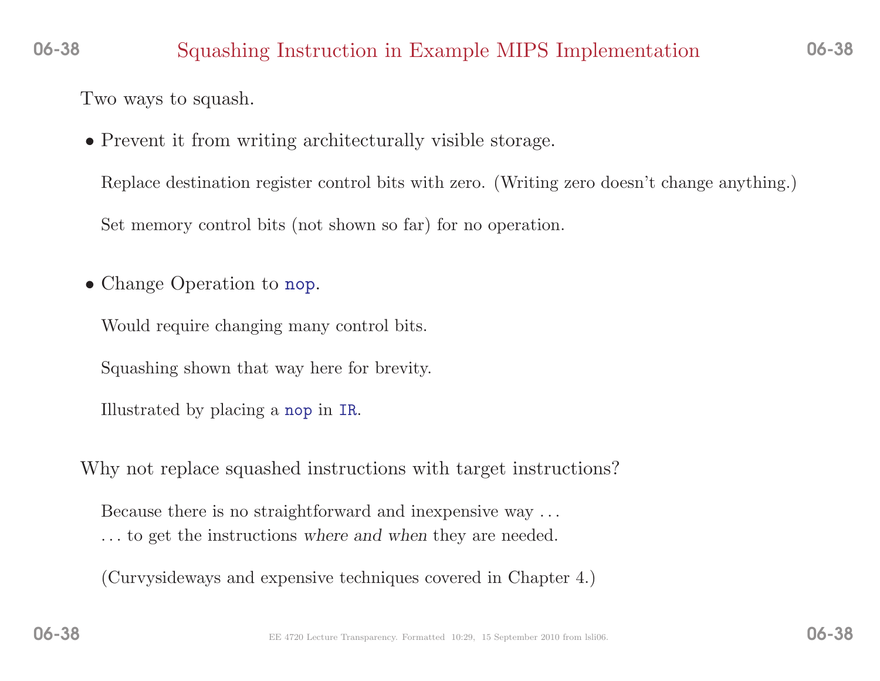# Squashing Instruction in Example MIPS Implementation

Two ways to squash.

- Prevent it from writing architecturally visible storage.

  Replace destination register control bits with zero. (Writing zero doesn't change anything.)

  Set memory control bits (not shown so far) for no operation.

- Change Operation to `nop`.

  Would require changing many control bits.

  Squashing shown that way here for brevity.

  Illustrated by placing a `nop` in `IR`.

Why not replace squashed instructions with target instructions?

Because there is no straightforward and inexpensive way ...
... to get the instructions *where and when* they are needed.

(Curvysideways and expensive techniques covered in Chapter 4.)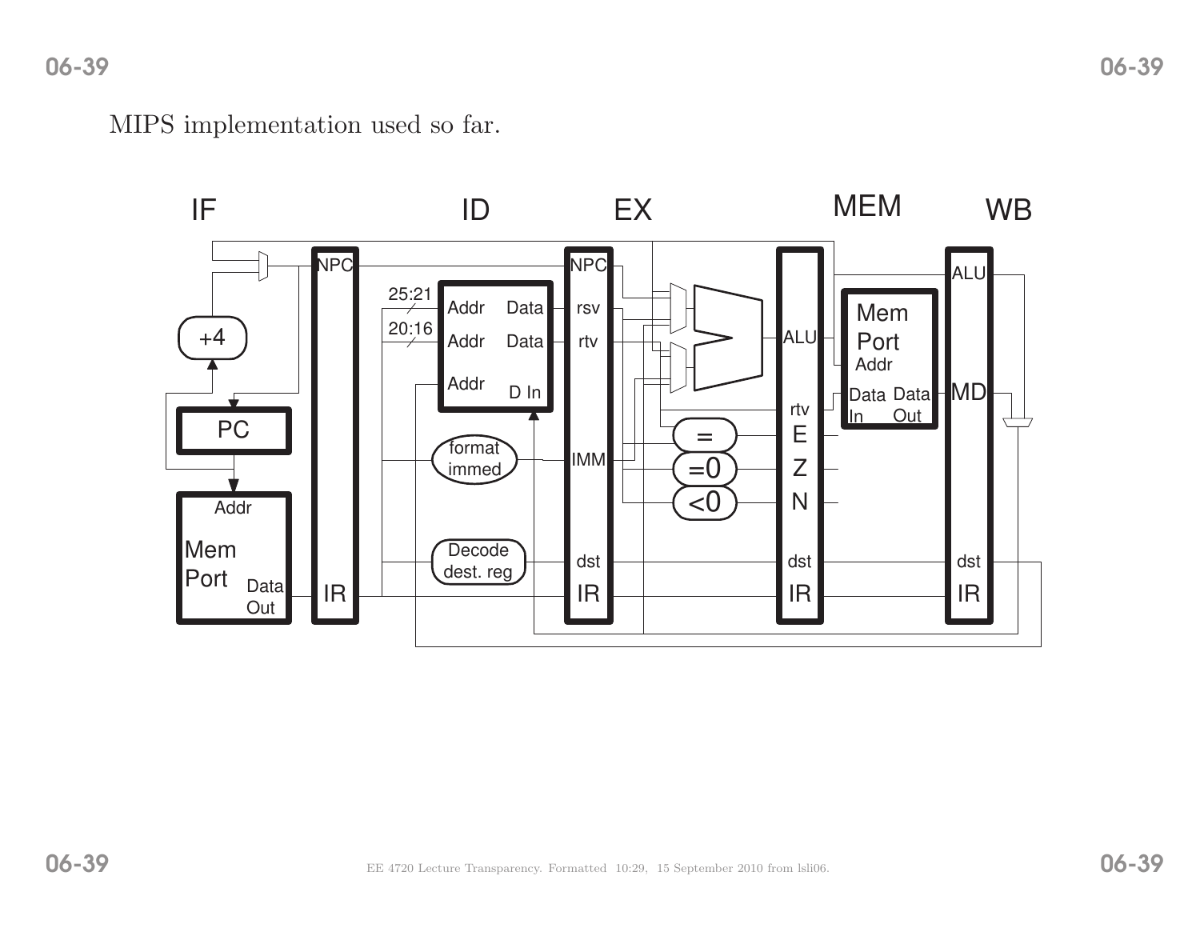MIPS implementation used so far.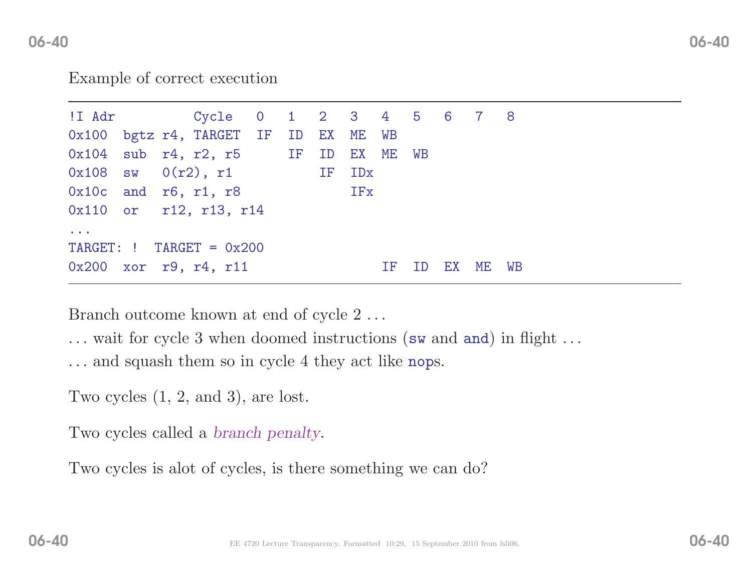Example of correct execution

```
!I Adr          Cycle   0   1   2   3   4   5   6   7   8
0x100  bgtz r4, TARGET  IF  ID  EX  ME  WB
0x104  sub  r4, r2, r5      IF  ID  EX  ME  WB
0x108  sw   0(r2), r1           IF  IDx
0x10c  and  r6, r1, r8              IFx
0x110  or   r12, r13, r14
...
TARGET: !  TARGET = 0x200
0x200  xor  r9, r4, r11                 IF  ID  EX  ME  WB
```

Branch outcome known at end of cycle 2 . . .

. . . wait for cycle 3 when doomed instructions (`sw` and `and`) in flight . . .

. . . and squash them so in cycle 4 they act like `nop`s.

Two cycles (1, 2, and 3), are lost.

Two cycles called a *branch penalty*.

Two cycles is alot of cycles, is there something we can do?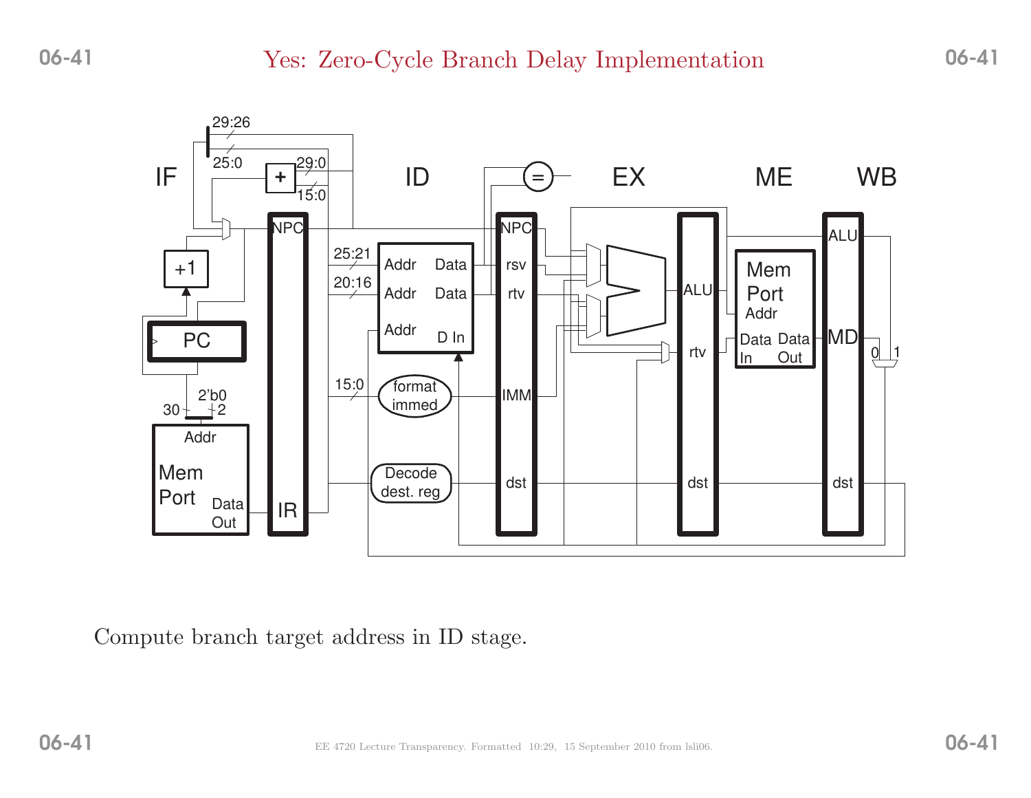# Yes: Zero-Cycle Branch Delay Implementation

Compute branch target address in ID stage.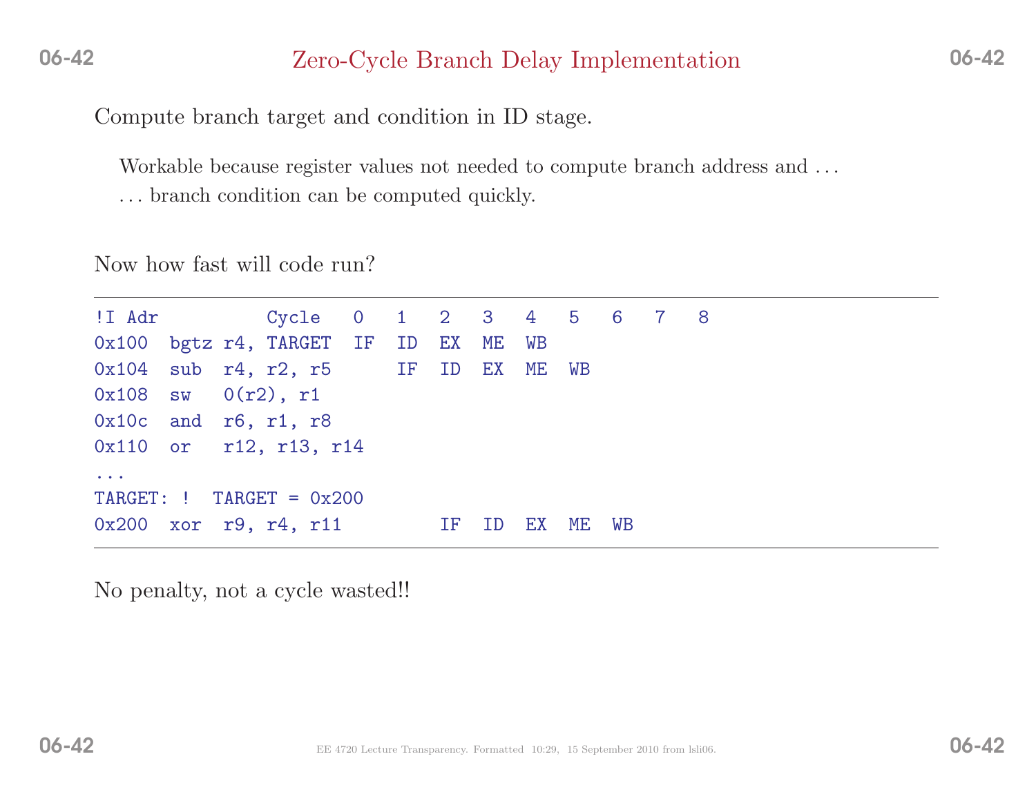# Zero-Cycle Branch Delay Implementation

Compute branch target and condition in ID stage.

Workable because register values not needed to compute branch address and ...
... branch condition can be computed quickly.

Now how fast will code run?

```
!I Adr          Cycle   0    1    2    3    4    5    6    7    8
0x100  bgtz r4, TARGET  IF   ID   EX   ME   WB
0x104  sub  r4, r2, r5       IF   ID   EX   ME   WB
0x108  sw   0(r2), r1
0x10c  and  r6, r1, r8
0x110  or   r12, r13, r14
...
TARGET: !  TARGET = 0x200
0x200  xor  r9, r4, r11           IF   ID   EX   ME   WB
```

No penalty, not a cycle wasted!!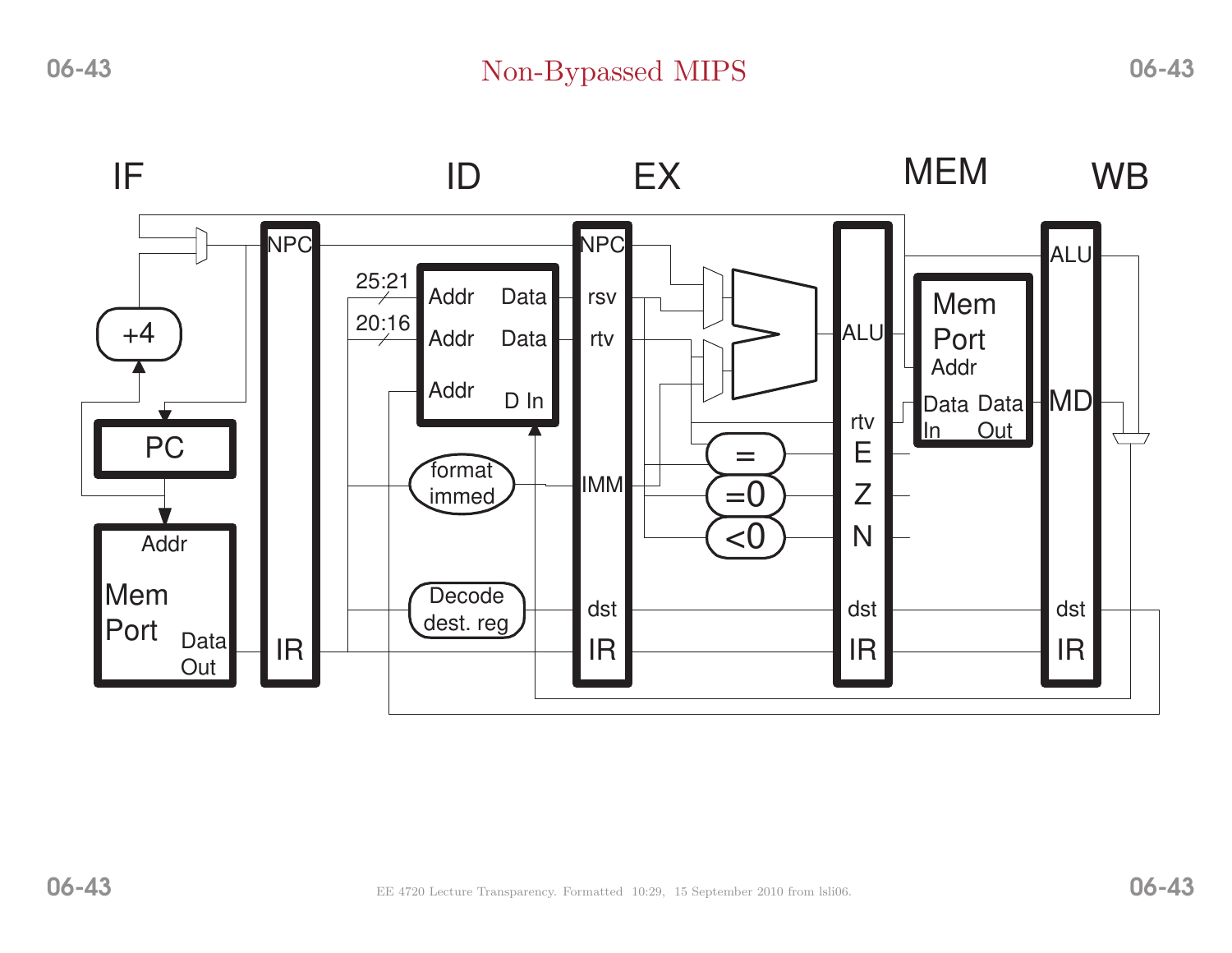# Non-Bypassed MIPS

IF ID EX MEM WB

NPC NPC ALU

+4 25:21 Addr Data rsv Mem

20:16 Addr Data rtv ALU Port

PC Addr D In rtv Addr

format immed IMM = E Data In Data Out MD

=0 Z

Addr <0 N

Mem Port Data Out Decode dest. reg dst dst dst

IR IR IR IR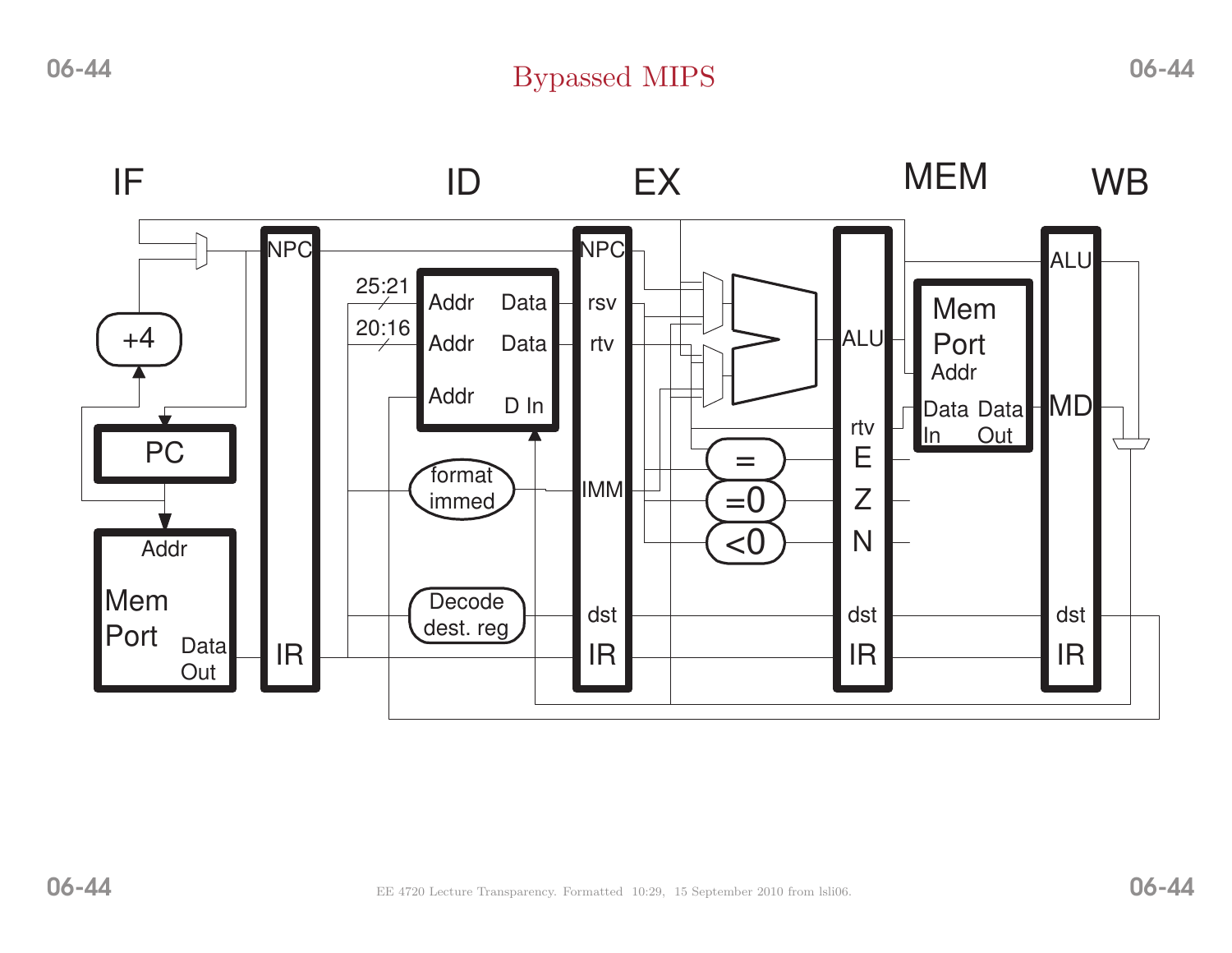# Bypassed MIPS

IF ID EX MEM WB

NPC NPC ALU ALU

+4

25:21 Addr Data rsv

20:16 Addr Data rtv

Addr D In

PC

format immed IMM

= E

=0 Z

<0 N

rtv

Mem Port Addr

Data In Data Out MD

Addr

Mem Port Data Out

Decode dest. reg dst dst dst

IR IR IR IR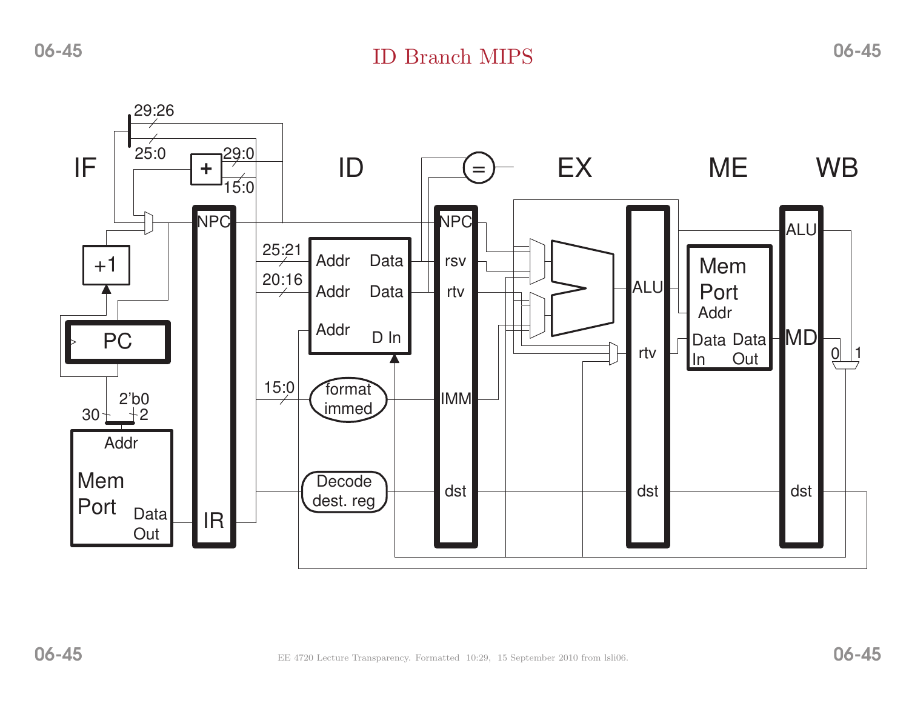# ID Branch MIPS

29:26
25:0
29:0
15:0
IF
ID
EX
ME
WB
+
=
NPC
NPC
+1
25:21
Addr
Data
rsv
20:16
Addr
Data
rtv
ALU
ALU
Mem
Port
Addr
PC
Addr
D In
rtv
Data
In
Data
Out
MD
0
1
15:0
format
immed
IMM
2'b0
30
2
Addr
Mem
Port
Data
Out
Decode
dest. reg
dst
dst
dst
IR

EE 4720 Lecture Transparency. Formatted 10:29, 15 September 2010 from lsli06.